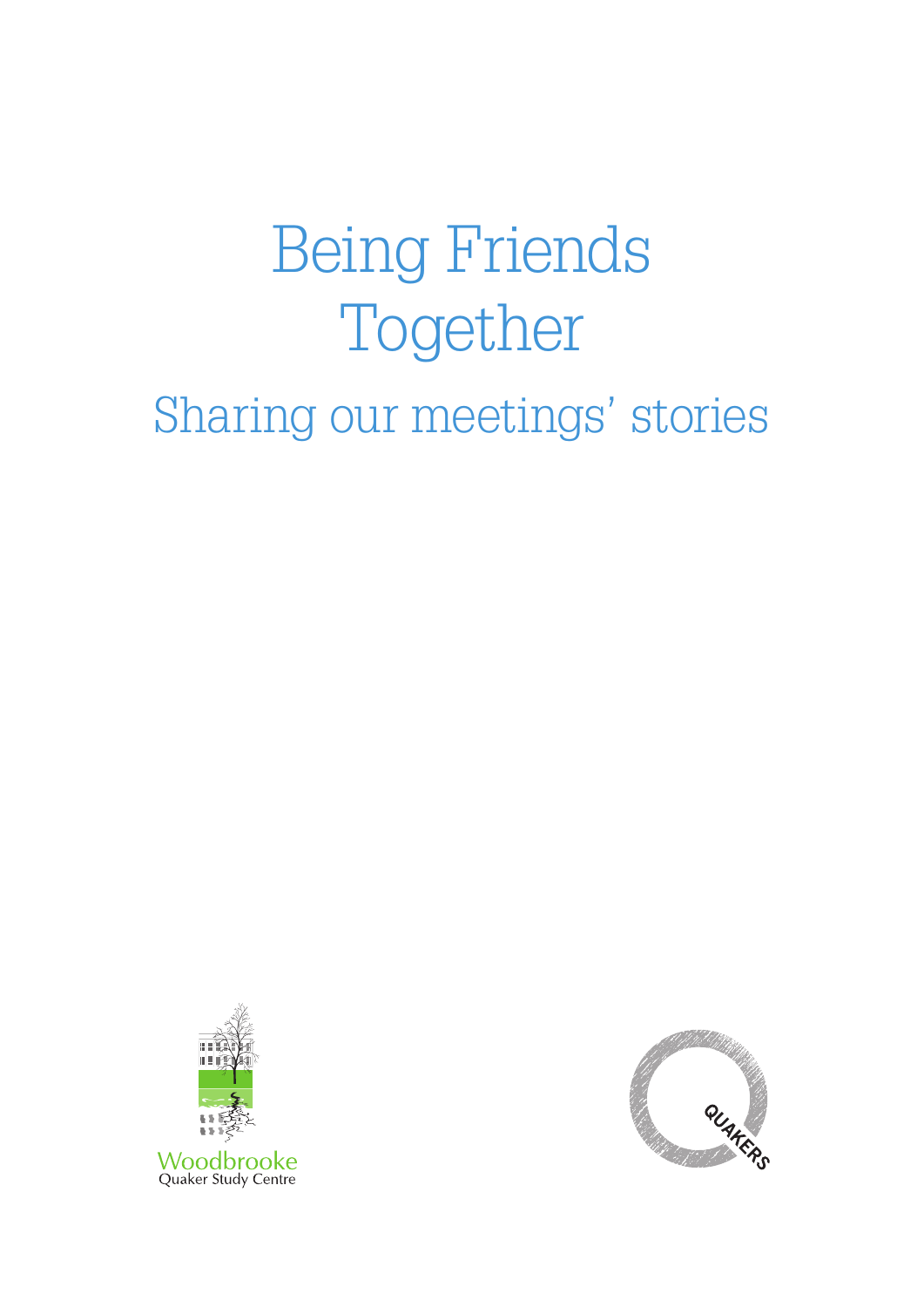# Being Friends Together

## Sharing our meetings' stories

Woodbrooke
Quaker Study Centre

QUAKERS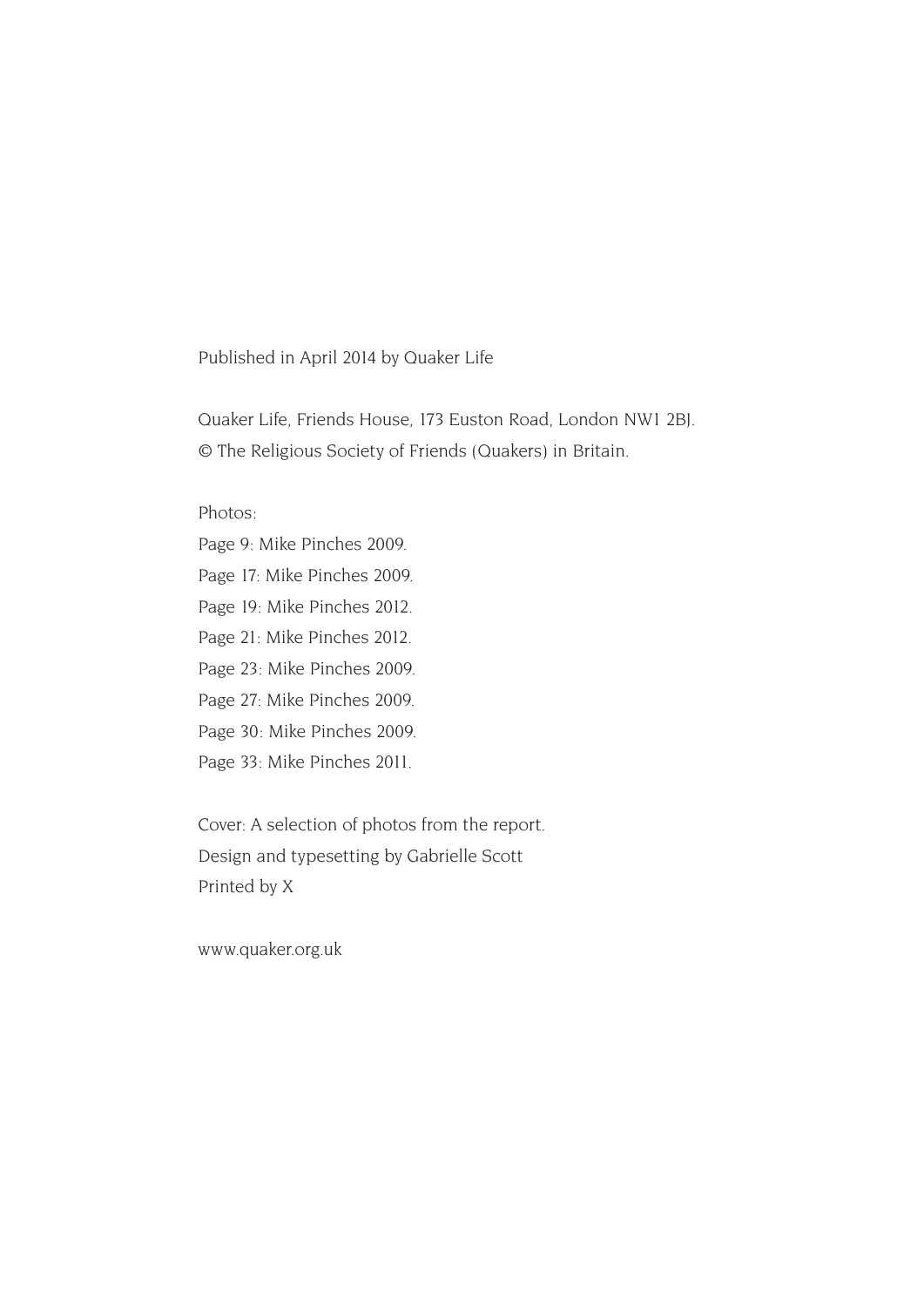Published in April 2014 by Quaker Life

Quaker Life, Friends House, 173 Euston Road, London NW1 2BJ.
© The Religious Society of Friends (Quakers) in Britain.

Photos:
Page 9: Mike Pinches 2009.
Page 17: Mike Pinches 2009.
Page 19: Mike Pinches 2012.
Page 21: Mike Pinches 2012.
Page 23: Mike Pinches 2009.
Page 27: Mike Pinches 2009.
Page 30: Mike Pinches 2009.
Page 33: Mike Pinches 2011.

Cover: A selection of photos from the report.
Design and typesetting by Gabrielle Scott
Printed by X

www.quaker.org.uk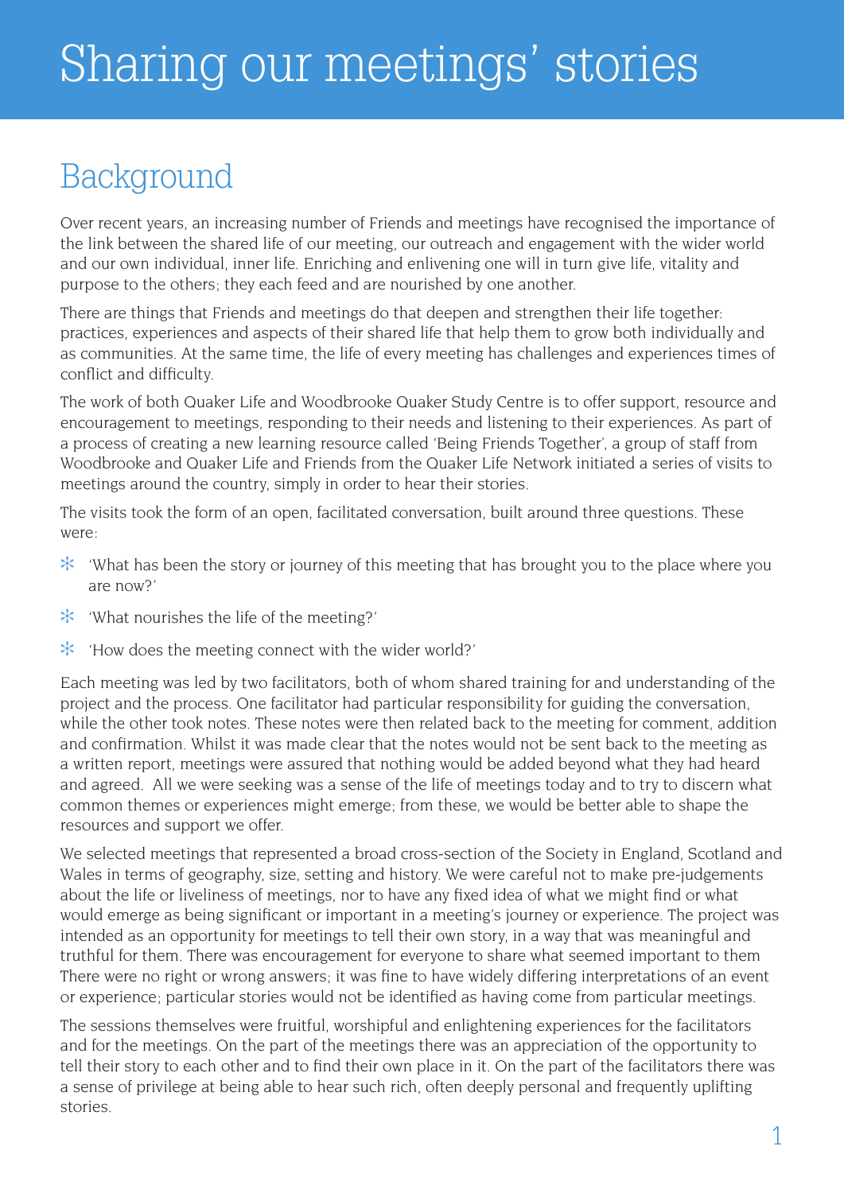# Sharing our meetings' stories

## Background

Over recent years, an increasing number of Friends and meetings have recognised the importance of the link between the shared life of our meeting, our outreach and engagement with the wider world and our own individual, inner life. Enriching and enlivening one will in turn give life, vitality and purpose to the others; they each feed and are nourished by one another.

There are things that Friends and meetings do that deepen and strengthen their life together: practices, experiences and aspects of their shared life that help them to grow both individually and as communities. At the same time, the life of every meeting has challenges and experiences times of conflict and difficulty.

The work of both Quaker Life and Woodbrooke Quaker Study Centre is to offer support, resource and encouragement to meetings, responding to their needs and listening to their experiences. As part of a process of creating a new learning resource called 'Being Friends Together', a group of staff from Woodbrooke and Quaker Life and Friends from the Quaker Life Network initiated a series of visits to meetings around the country, simply in order to hear their stories.

The visits took the form of an open, facilitated conversation, built around three questions. These were:

- 'What has been the story or journey of this meeting that has brought you to the place where you are now?'
- 'What nourishes the life of the meeting?'
- 'How does the meeting connect with the wider world?'

Each meeting was led by two facilitators, both of whom shared training for and understanding of the project and the process. One facilitator had particular responsibility for guiding the conversation, while the other took notes. These notes were then related back to the meeting for comment, addition and confirmation. Whilst it was made clear that the notes would not be sent back to the meeting as a written report, meetings were assured that nothing would be added beyond what they had heard and agreed. All we were seeking was a sense of the life of meetings today and to try to discern what common themes or experiences might emerge; from these, we would be better able to shape the resources and support we offer.

We selected meetings that represented a broad cross-section of the Society in England, Scotland and Wales in terms of geography, size, setting and history. We were careful not to make pre-judgements about the life or liveliness of meetings, nor to have any fixed idea of what we might find or what would emerge as being significant or important in a meeting's journey or experience. The project was intended as an opportunity for meetings to tell their own story, in a way that was meaningful and truthful for them. There was encouragement for everyone to share what seemed important to them There were no right or wrong answers; it was fine to have widely differing interpretations of an event or experience; particular stories would not be identified as having come from particular meetings.

The sessions themselves were fruitful, worshipful and enlightening experiences for the facilitators and for the meetings. On the part of the meetings there was an appreciation of the opportunity to tell their story to each other and to find their own place in it. On the part of the facilitators there was a sense of privilege at being able to hear such rich, often deeply personal and frequently uplifting stories.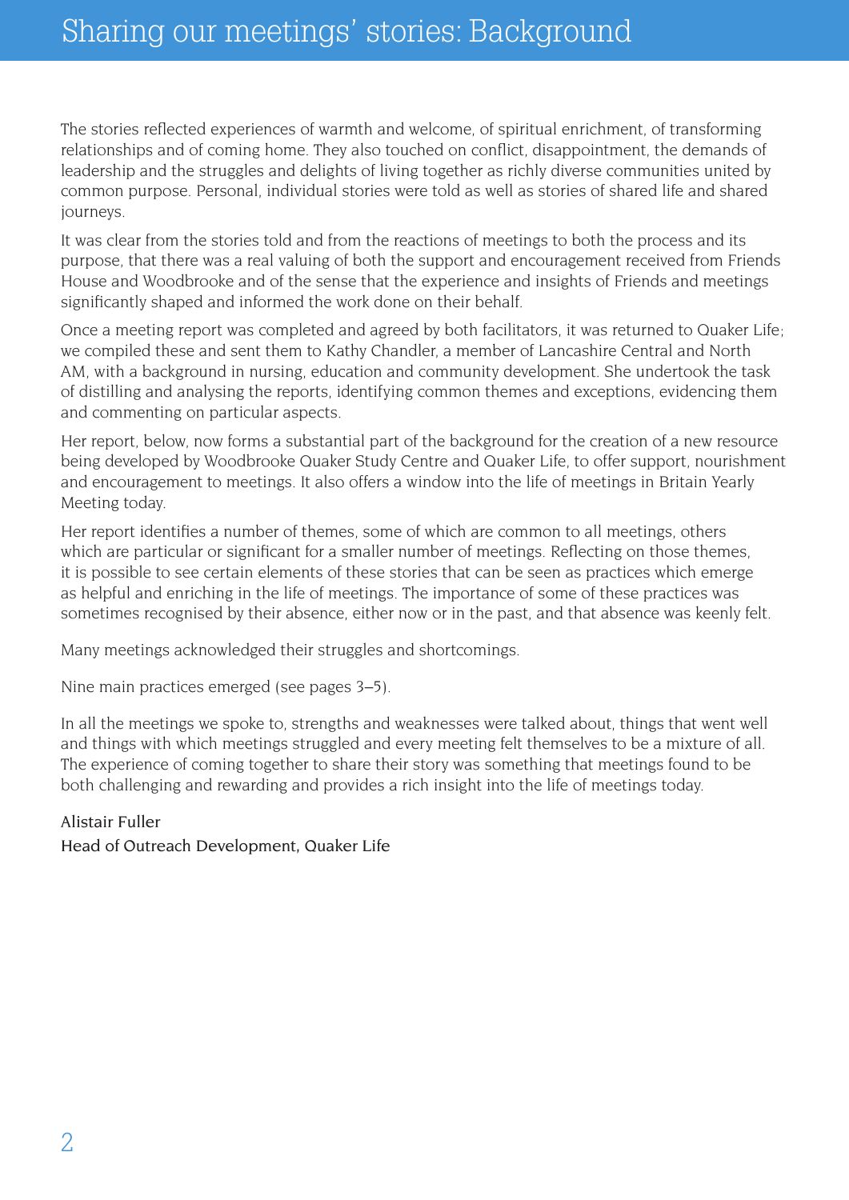# Sharing our meetings' stories: Background

The stories reflected experiences of warmth and welcome, of spiritual enrichment, of transforming relationships and of coming home. They also touched on conflict, disappointment, the demands of leadership and the struggles and delights of living together as richly diverse communities united by common purpose. Personal, individual stories were told as well as stories of shared life and shared journeys.

It was clear from the stories told and from the reactions of meetings to both the process and its purpose, that there was a real valuing of both the support and encouragement received from Friends House and Woodbrooke and of the sense that the experience and insights of Friends and meetings significantly shaped and informed the work done on their behalf.

Once a meeting report was completed and agreed by both facilitators, it was returned to Quaker Life; we compiled these and sent them to Kathy Chandler, a member of Lancashire Central and North AM, with a background in nursing, education and community development. She undertook the task of distilling and analysing the reports, identifying common themes and exceptions, evidencing them and commenting on particular aspects.

Her report, below, now forms a substantial part of the background for the creation of a new resource being developed by Woodbrooke Quaker Study Centre and Quaker Life, to offer support, nourishment and encouragement to meetings. It also offers a window into the life of meetings in Britain Yearly Meeting today.

Her report identifies a number of themes, some of which are common to all meetings, others which are particular or significant for a smaller number of meetings. Reflecting on those themes, it is possible to see certain elements of these stories that can be seen as practices which emerge as helpful and enriching in the life of meetings. The importance of some of these practices was sometimes recognised by their absence, either now or in the past, and that absence was keenly felt.

Many meetings acknowledged their struggles and shortcomings.

Nine main practices emerged (see pages 3–5).

In all the meetings we spoke to, strengths and weaknesses were talked about, things that went well and things with which meetings struggled and every meeting felt themselves to be a mixture of all. The experience of coming together to share their story was something that meetings found to be both challenging and rewarding and provides a rich insight into the life of meetings today.

Alistair Fuller
Head of Outreach Development, Quaker Life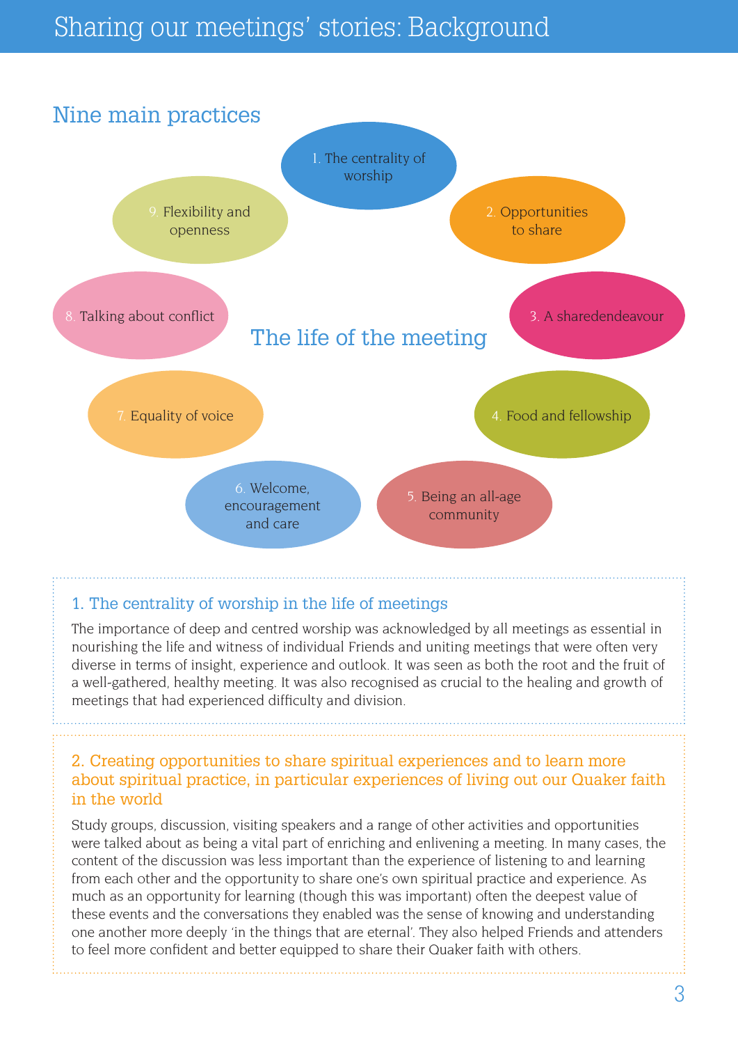# Sharing our meetings' stories: Background

## Nine main practices

The life of the meeting

1. The centrality of worship
2. Opportunities to share
3. A sharedendeavour
4. Food and fellowship
5. Being an all-age community
6. Welcome, encouragement and care
7. Equality of voice
8. Talking about conflict
9. Flexibility and openness

### 1. The centrality of worship in the life of meetings

The importance of deep and centred worship was acknowledged by all meetings as essential in nourishing the life and witness of individual Friends and uniting meetings that were often very diverse in terms of insight, experience and outlook. It was seen as both the root and the fruit of a well-gathered, healthy meeting. It was also recognised as crucial to the healing and growth of meetings that had experienced difficulty and division.

### 2. Creating opportunities to share spiritual experiences and to learn more about spiritual practice, in particular experiences of living out our Quaker faith in the world

Study groups, discussion, visiting speakers and a range of other activities and opportunities were talked about as being a vital part of enriching and enlivening a meeting. In many cases, the content of the discussion was less important than the experience of listening to and learning from each other and the opportunity to share one's own spiritual practice and experience. As much as an opportunity for learning (though this was important) often the deepest value of these events and the conversations they enabled was the sense of knowing and understanding one another more deeply 'in the things that are eternal'. They also helped Friends and attenders to feel more confident and better equipped to share their Quaker faith with others.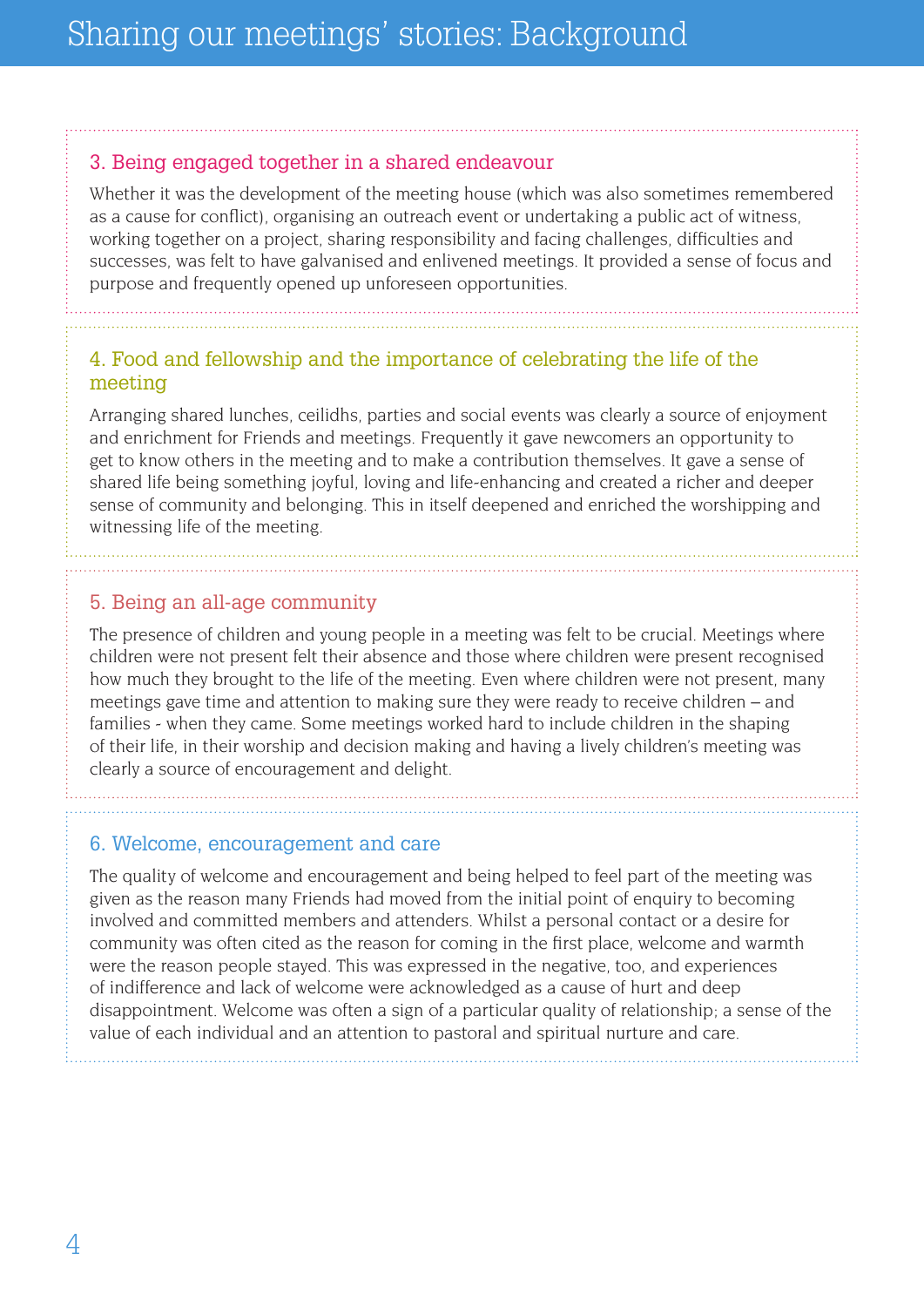# Sharing our meetings' stories: Background

### 3. Being engaged together in a shared endeavour

Whether it was the development of the meeting house (which was also sometimes remembered as a cause for conflict), organising an outreach event or undertaking a public act of witness, working together on a project, sharing responsibility and facing challenges, difficulties and successes, was felt to have galvanised and enlivened meetings. It provided a sense of focus and purpose and frequently opened up unforeseen opportunities.

### 4. Food and fellowship and the importance of celebrating the life of the meeting

Arranging shared lunches, ceilidhs, parties and social events was clearly a source of enjoyment and enrichment for Friends and meetings. Frequently it gave newcomers an opportunity to get to know others in the meeting and to make a contribution themselves. It gave a sense of shared life being something joyful, loving and life-enhancing and created a richer and deeper sense of community and belonging. This in itself deepened and enriched the worshipping and witnessing life of the meeting.

### 5. Being an all-age community

The presence of children and young people in a meeting was felt to be crucial. Meetings where children were not present felt their absence and those where children were present recognised how much they brought to the life of the meeting. Even where children were not present, many meetings gave time and attention to making sure they were ready to receive children – and families - when they came. Some meetings worked hard to include children in the shaping of their life, in their worship and decision making and having a lively children's meeting was clearly a source of encouragement and delight.

### 6. Welcome, encouragement and care

The quality of welcome and encouragement and being helped to feel part of the meeting was given as the reason many Friends had moved from the initial point of enquiry to becoming involved and committed members and attenders. Whilst a personal contact or a desire for community was often cited as the reason for coming in the first place, welcome and warmth were the reason people stayed. This was expressed in the negative, too, and experiences of indifference and lack of welcome were acknowledged as a cause of hurt and deep disappointment. Welcome was often a sign of a particular quality of relationship; a sense of the value of each individual and an attention to pastoral and spiritual nurture and care.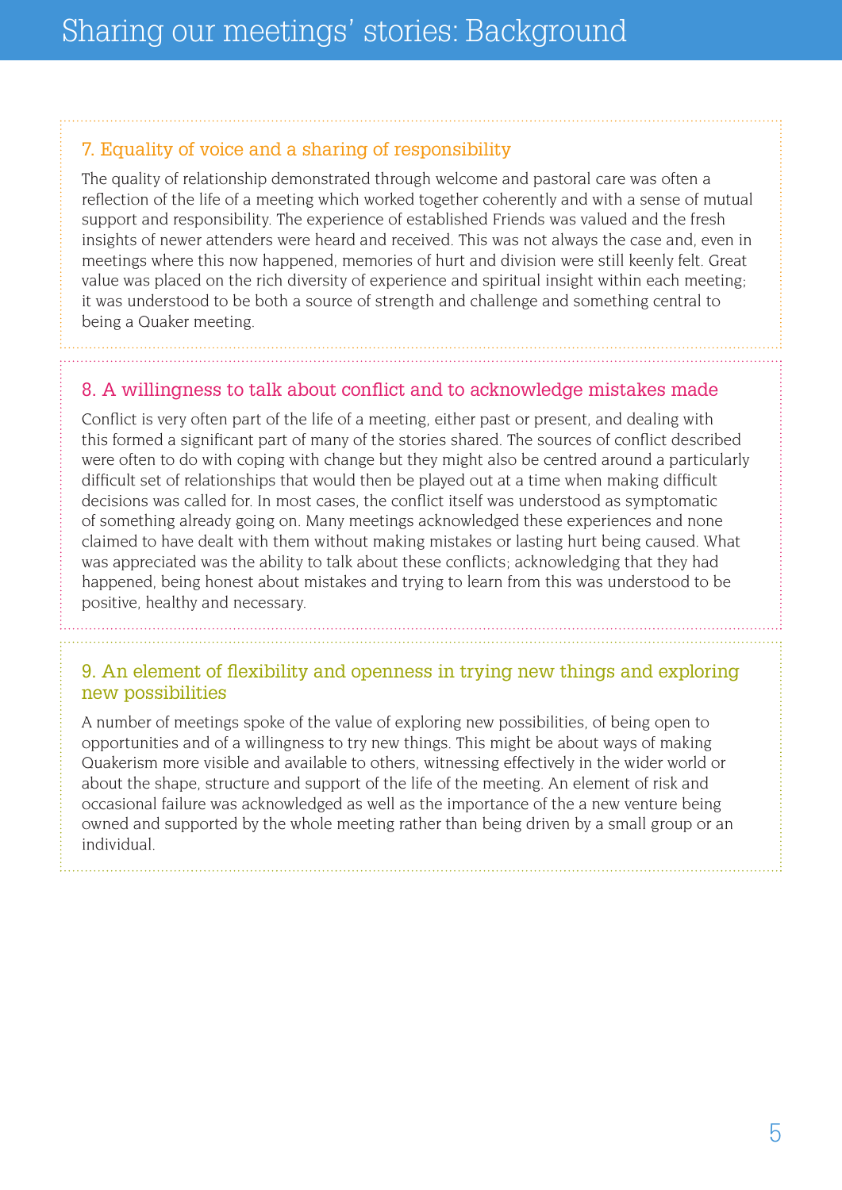# Sharing our meetings' stories: Background

## 7. Equality of voice and a sharing of responsibility

The quality of relationship demonstrated through welcome and pastoral care was often a reflection of the life of a meeting which worked together coherently and with a sense of mutual support and responsibility. The experience of established Friends was valued and the fresh insights of newer attenders were heard and received. This was not always the case and, even in meetings where this now happened, memories of hurt and division were still keenly felt. Great value was placed on the rich diversity of experience and spiritual insight within each meeting; it was understood to be both a source of strength and challenge and something central to being a Quaker meeting.

## 8. A willingness to talk about conflict and to acknowledge mistakes made

Conflict is very often part of the life of a meeting, either past or present, and dealing with this formed a significant part of many of the stories shared. The sources of conflict described were often to do with coping with change but they might also be centred around a particularly difficult set of relationships that would then be played out at a time when making difficult decisions was called for. In most cases, the conflict itself was understood as symptomatic of something already going on. Many meetings acknowledged these experiences and none claimed to have dealt with them without making mistakes or lasting hurt being caused. What was appreciated was the ability to talk about these conflicts; acknowledging that they had happened, being honest about mistakes and trying to learn from this was understood to be positive, healthy and necessary.

## 9. An element of flexibility and openness in trying new things and exploring new possibilities

A number of meetings spoke of the value of exploring new possibilities, of being open to opportunities and of a willingness to try new things. This might be about ways of making Quakerism more visible and available to others, witnessing effectively in the wider world or about the shape, structure and support of the life of the meeting. An element of risk and occasional failure was acknowledged as well as the importance of the a new venture being owned and supported by the whole meeting rather than being driven by a small group or an individual.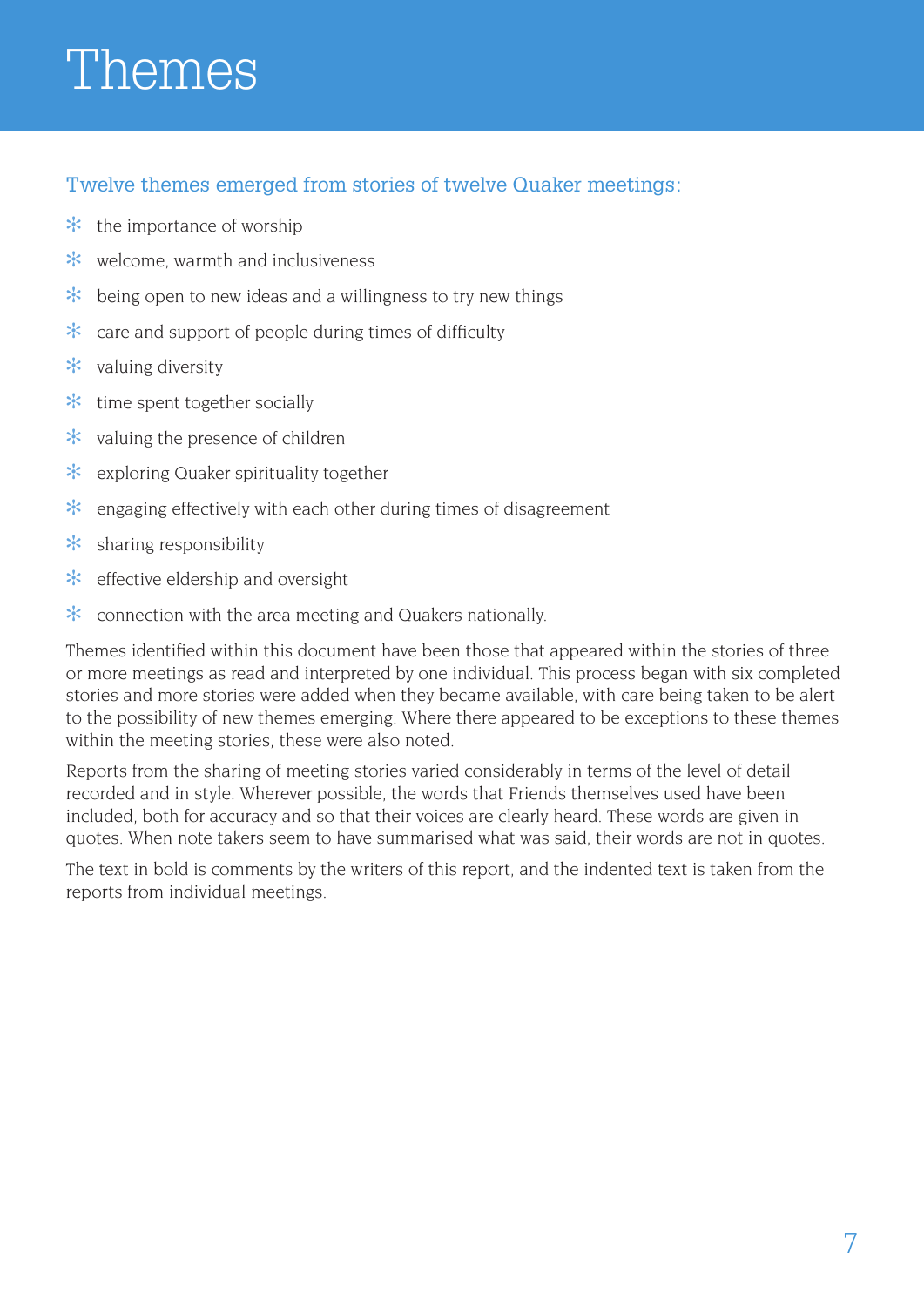# Themes

## Twelve themes emerged from stories of twelve Quaker meetings:

- the importance of worship
- welcome, warmth and inclusiveness
- being open to new ideas and a willingness to try new things
- care and support of people during times of difficulty
- valuing diversity
- time spent together socially
- valuing the presence of children
- exploring Quaker spirituality together
- engaging effectively with each other during times of disagreement
- sharing responsibility
- effective eldership and oversight
- connection with the area meeting and Quakers nationally.

Themes identified within this document have been those that appeared within the stories of three or more meetings as read and interpreted by one individual. This process began with six completed stories and more stories were added when they became available, with care being taken to be alert to the possibility of new themes emerging. Where there appeared to be exceptions to these themes within the meeting stories, these were also noted.

Reports from the sharing of meeting stories varied considerably in terms of the level of detail recorded and in style. Wherever possible, the words that Friends themselves used have been included, both for accuracy and so that their voices are clearly heard. These words are given in quotes. When note takers seem to have summarised what was said, their words are not in quotes.

The text in bold is comments by the writers of this report, and the indented text is taken from the reports from individual meetings.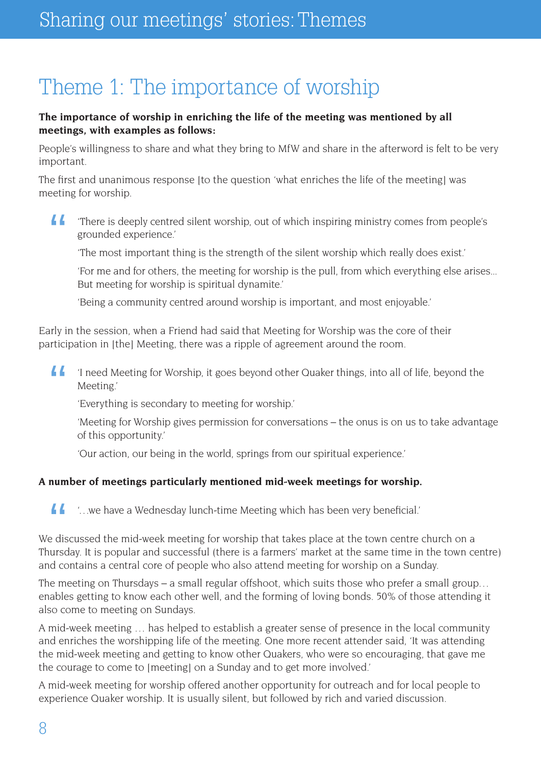# Theme 1: The importance of worship

**The importance of worship in enriching the life of the meeting was mentioned by all meetings, with examples as follows:**

People's willingness to share and what they bring to MfW and share in the afterword is felt to be very important.

The first and unanimous response [to the question 'what enriches the life of the meeting] was meeting for worship.

> 'There is deeply centred silent worship, out of which inspiring ministry comes from people's grounded experience.'
>
> 'The most important thing is the strength of the silent worship which really does exist.'
>
> 'For me and for others, the meeting for worship is the pull, from which everything else arises... But meeting for worship is spiritual dynamite.'
>
> 'Being a community centred around worship is important, and most enjoyable.'

Early in the session, when a Friend had said that Meeting for Worship was the core of their participation in [the] Meeting, there was a ripple of agreement around the room.

> 'I need Meeting for Worship, it goes beyond other Quaker things, into all of life, beyond the Meeting.'
>
> 'Everything is secondary to meeting for worship.'
>
> 'Meeting for Worship gives permission for conversations – the onus is on us to take advantage of this opportunity.'
>
> 'Our action, our being in the world, springs from our spiritual experience.'

**A number of meetings particularly mentioned mid-week meetings for worship.**

> '…we have a Wednesday lunch-time Meeting which has been very beneficial.'

We discussed the mid-week meeting for worship that takes place at the town centre church on a Thursday. It is popular and successful (there is a farmers' market at the same time in the town centre) and contains a central core of people who also attend meeting for worship on a Sunday.

The meeting on Thursdays – a small regular offshoot, which suits those who prefer a small group… enables getting to know each other well, and the forming of loving bonds. 50% of those attending it also come to meeting on Sundays.

A mid-week meeting … has helped to establish a greater sense of presence in the local community and enriches the worshipping life of the meeting. One more recent attender said, 'It was attending the mid-week meeting and getting to know other Quakers, who were so encouraging, that gave me the courage to come to [meeting] on a Sunday and to get more involved.'

A mid-week meeting for worship offered another opportunity for outreach and for local people to experience Quaker worship. It is usually silent, but followed by rich and varied discussion.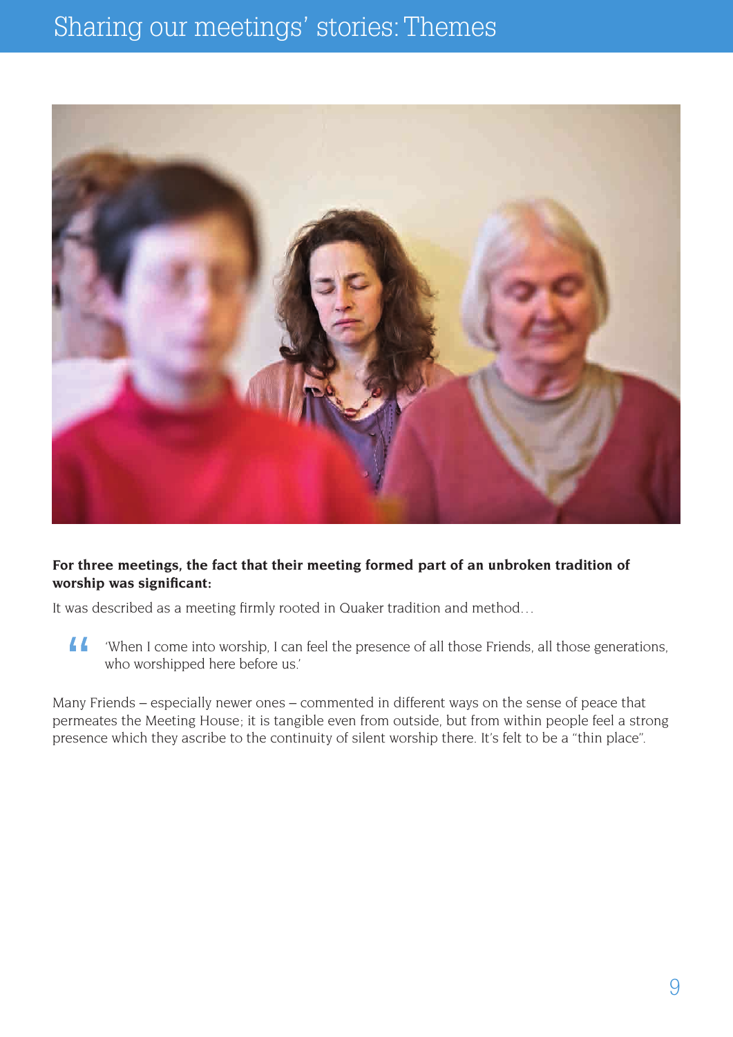# Sharing our meetings' stories: Themes

**For three meetings, the fact that their meeting formed part of an unbroken tradition of worship was significant:**

It was described as a meeting firmly rooted in Quaker tradition and method…

> 'When I come into worship, I can feel the presence of all those Friends, all those generations, who worshipped here before us.'

Many Friends – especially newer ones – commented in different ways on the sense of peace that permeates the Meeting House; it is tangible even from outside, but from within people feel a strong presence which they ascribe to the continuity of silent worship there. It's felt to be a "thin place".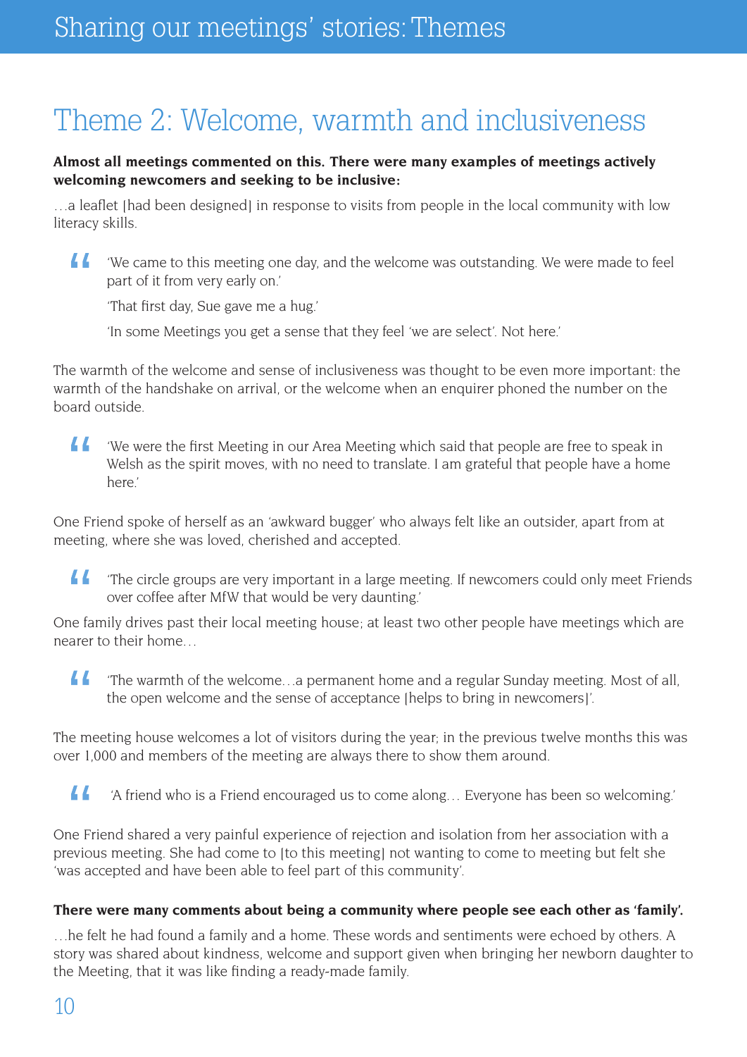## Theme 2: Welcome, warmth and inclusiveness

**Almost all meetings commented on this. There were many examples of meetings actively welcoming newcomers and seeking to be inclusive:**

…a leaflet [had been designed] in response to visits from people in the local community with low literacy skills.

> ‘We came to this meeting one day, and the welcome was outstanding. We were made to feel part of it from very early on.’
>
> ‘That first day, Sue gave me a hug.’
>
> ‘In some Meetings you get a sense that they feel ‘we are select’. Not here.’

The warmth of the welcome and sense of inclusiveness was thought to be even more important: the warmth of the handshake on arrival, or the welcome when an enquirer phoned the number on the board outside.

> ‘We were the first Meeting in our Area Meeting which said that people are free to speak in Welsh as the spirit moves, with no need to translate. I am grateful that people have a home here.’

One Friend spoke of herself as an ‘awkward bugger’ who always felt like an outsider, apart from at meeting, where she was loved, cherished and accepted.

> ‘The circle groups are very important in a large meeting. If newcomers could only meet Friends over coffee after MfW that would be very daunting.’

One family drives past their local meeting house; at least two other people have meetings which are nearer to their home…

> ‘The warmth of the welcome…a permanent home and a regular Sunday meeting. Most of all, the open welcome and the sense of acceptance [helps to bring in newcomers]’.

The meeting house welcomes a lot of visitors during the year; in the previous twelve months this was over 1,000 and members of the meeting are always there to show them around.

> ‘A friend who is a Friend encouraged us to come along… Everyone has been so welcoming.’

One Friend shared a very painful experience of rejection and isolation from her association with a previous meeting. She had come to [to this meeting] not wanting to come to meeting but felt she ‘was accepted and have been able to feel part of this community’.

**There were many comments about being a community where people see each other as ‘family’.**

…he felt he had found a family and a home. These words and sentiments were echoed by others. A story was shared about kindness, welcome and support given when bringing her newborn daughter to the Meeting, that it was like finding a ready-made family.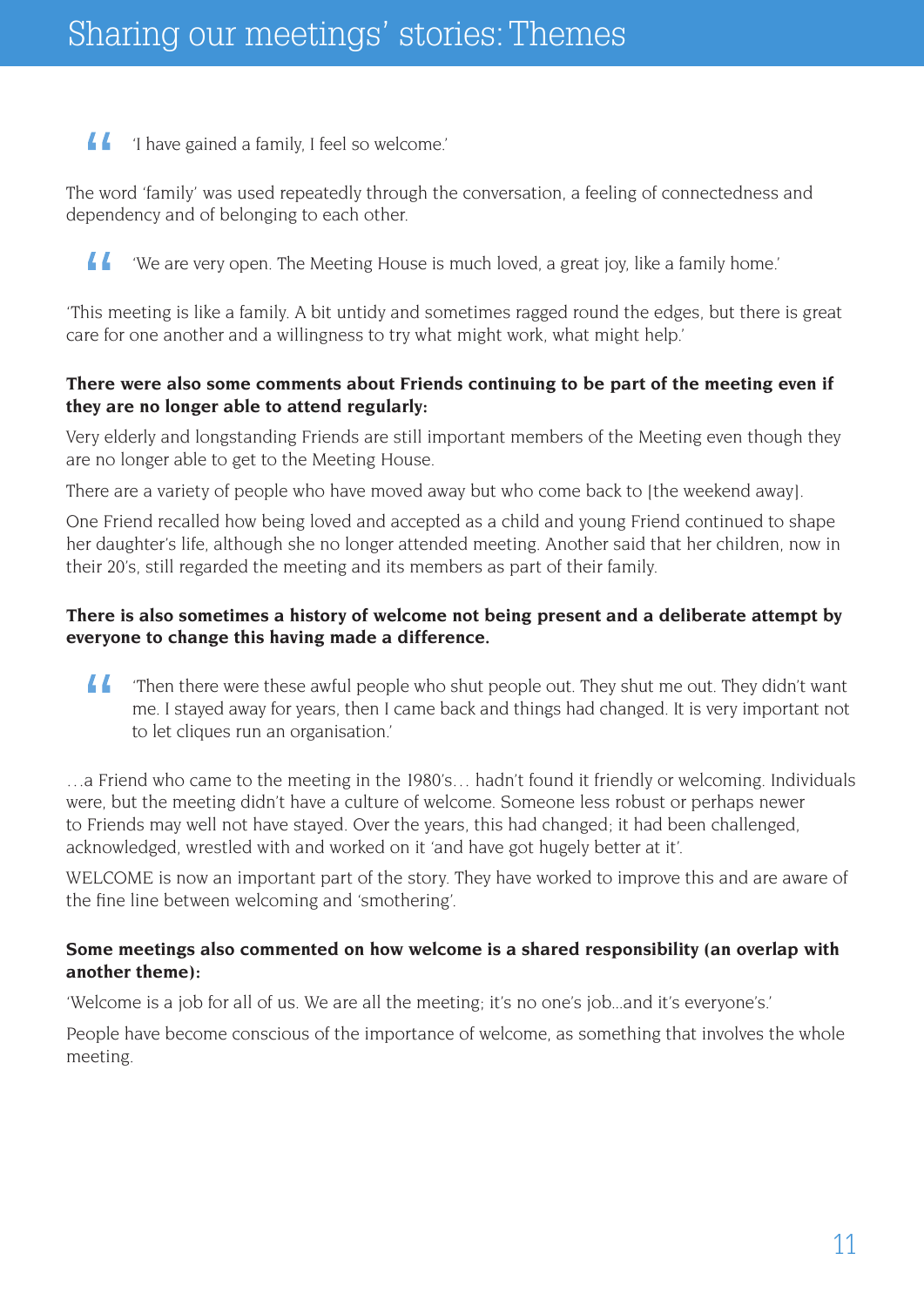# Sharing our meetings' stories: Themes

> 'I have gained a family, I feel so welcome.'

The word 'family' was used repeatedly through the conversation, a feeling of connectedness and dependency and of belonging to each other.

> 'We are very open. The Meeting House is much loved, a great joy, like a family home.'

'This meeting is like a family. A bit untidy and sometimes ragged round the edges, but there is great care for one another and a willingness to try what might work, what might help.'

**There were also some comments about Friends continuing to be part of the meeting even if they are no longer able to attend regularly:**

Very elderly and longstanding Friends are still important members of the Meeting even though they are no longer able to get to the Meeting House.

There are a variety of people who have moved away but who come back to [the weekend away].

One Friend recalled how being loved and accepted as a child and young Friend continued to shape her daughter's life, although she no longer attended meeting. Another said that her children, now in their 20's, still regarded the meeting and its members as part of their family.

**There is also sometimes a history of welcome not being present and a deliberate attempt by everyone to change this having made a difference.**

> 'Then there were these awful people who shut people out. They shut me out. They didn't want me. I stayed away for years, then I came back and things had changed. It is very important not to let cliques run an organisation.'

…a Friend who came to the meeting in the 1980's… hadn't found it friendly or welcoming. Individuals were, but the meeting didn't have a culture of welcome. Someone less robust or perhaps newer to Friends may well not have stayed. Over the years, this had changed; it had been challenged, acknowledged, wrestled with and worked on it 'and have got hugely better at it'.

WELCOME is now an important part of the story. They have worked to improve this and are aware of the fine line between welcoming and 'smothering'.

**Some meetings also commented on how welcome is a shared responsibility (an overlap with another theme):**

'Welcome is a job for all of us. We are all the meeting; it's no one's job…and it's everyone's.'

People have become conscious of the importance of welcome, as something that involves the whole meeting.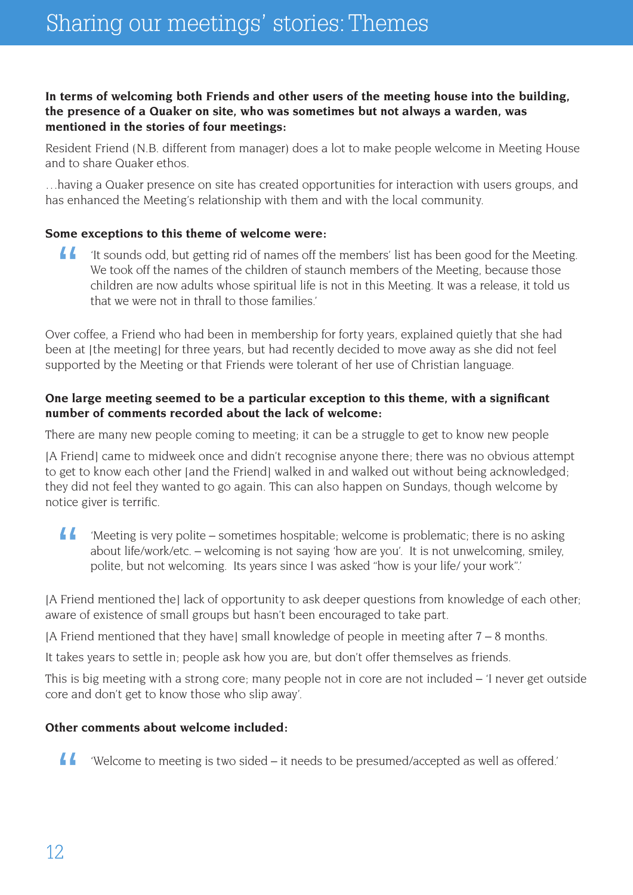# Sharing our meetings' stories: Themes

**In terms of welcoming both Friends and other users of the meeting house into the building, the presence of a Quaker on site, who was sometimes but not always a warden, was mentioned in the stories of four meetings:**

Resident Friend (N.B. different from manager) does a lot to make people welcome in Meeting House and to share Quaker ethos.

…having a Quaker presence on site has created opportunities for interaction with users groups, and has enhanced the Meeting's relationship with them and with the local community.

**Some exceptions to this theme of welcome were:**

> 'It sounds odd, but getting rid of names off the members' list has been good for the Meeting. We took off the names of the children of staunch members of the Meeting, because those children are now adults whose spiritual life is not in this Meeting. It was a release, it told us that we were not in thrall to those families.'

Over coffee, a Friend who had been in membership for forty years, explained quietly that she had been at [the meeting] for three years, but had recently decided to move away as she did not feel supported by the Meeting or that Friends were tolerant of her use of Christian language.

**One large meeting seemed to be a particular exception to this theme, with a significant number of comments recorded about the lack of welcome:**

There are many new people coming to meeting; it can be a struggle to get to know new people

[A Friend] came to midweek once and didn't recognise anyone there; there was no obvious attempt to get to know each other [and the Friend] walked in and walked out without being acknowledged; they did not feel they wanted to go again. This can also happen on Sundays, though welcome by notice giver is terrific.

> 'Meeting is very polite – sometimes hospitable; welcome is problematic; there is no asking about life/work/etc. – welcoming is not saying 'how are you'. It is not unwelcoming, smiley, polite, but not welcoming. Its years since I was asked "how is your life/ your work".'

[A Friend mentioned the] lack of opportunity to ask deeper questions from knowledge of each other; aware of existence of small groups but hasn't been encouraged to take part.

[A Friend mentioned that they have] small knowledge of people in meeting after 7 – 8 months.

It takes years to settle in; people ask how you are, but don't offer themselves as friends.

This is big meeting with a strong core; many people not in core are not included – 'I never get outside core and don't get to know those who slip away'.

**Other comments about welcome included:**

> 'Welcome to meeting is two sided – it needs to be presumed/accepted as well as offered.'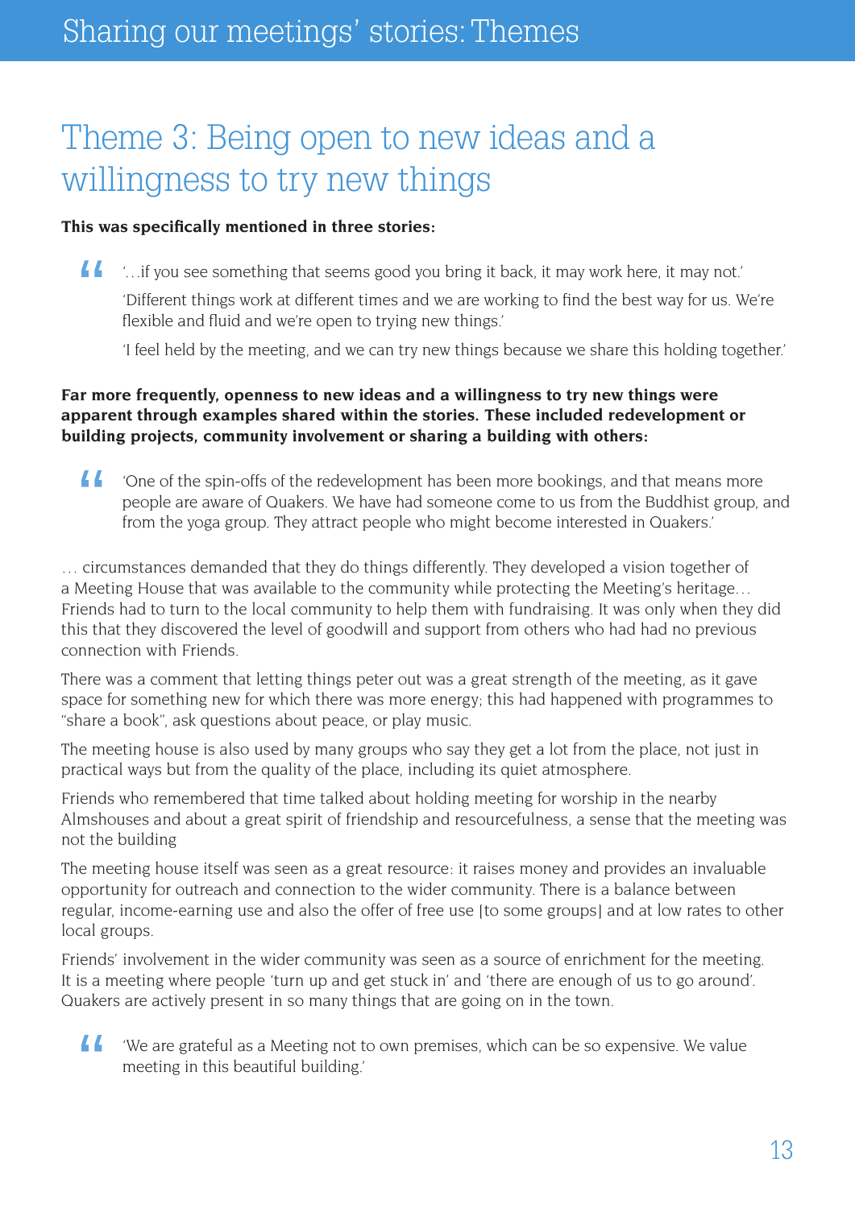# Theme 3: Being open to new ideas and a willingness to try new things

**This was specifically mentioned in three stories:**

> '…if you see something that seems good you bring it back, it may work here, it may not.'
>
> 'Different things work at different times and we are working to find the best way for us. We're flexible and fluid and we're open to trying new things.'
>
> 'I feel held by the meeting, and we can try new things because we share this holding together.'

**Far more frequently, openness to new ideas and a willingness to try new things were apparent through examples shared within the stories. These included redevelopment or building projects, community involvement or sharing a building with others:**

> 'One of the spin-offs of the redevelopment has been more bookings, and that means more people are aware of Quakers. We have had someone come to us from the Buddhist group, and from the yoga group. They attract people who might become interested in Quakers.'

… circumstances demanded that they do things differently. They developed a vision together of a Meeting House that was available to the community while protecting the Meeting's heritage… Friends had to turn to the local community to help them with fundraising. It was only when they did this that they discovered the level of goodwill and support from others who had had no previous connection with Friends.

There was a comment that letting things peter out was a great strength of the meeting, as it gave space for something new for which there was more energy; this had happened with programmes to "share a book", ask questions about peace, or play music.

The meeting house is also used by many groups who say they get a lot from the place, not just in practical ways but from the quality of the place, including its quiet atmosphere.

Friends who remembered that time talked about holding meeting for worship in the nearby Almshouses and about a great spirit of friendship and resourcefulness, a sense that the meeting was not the building

The meeting house itself was seen as a great resource: it raises money and provides an invaluable opportunity for outreach and connection to the wider community. There is a balance between regular, income-earning use and also the offer of free use [to some groups] and at low rates to other local groups.

Friends' involvement in the wider community was seen as a source of enrichment for the meeting. It is a meeting where people 'turn up and get stuck in' and 'there are enough of us to go around'. Quakers are actively present in so many things that are going on in the town.

> 'We are grateful as a Meeting not to own premises, which can be so expensive. We value meeting in this beautiful building.'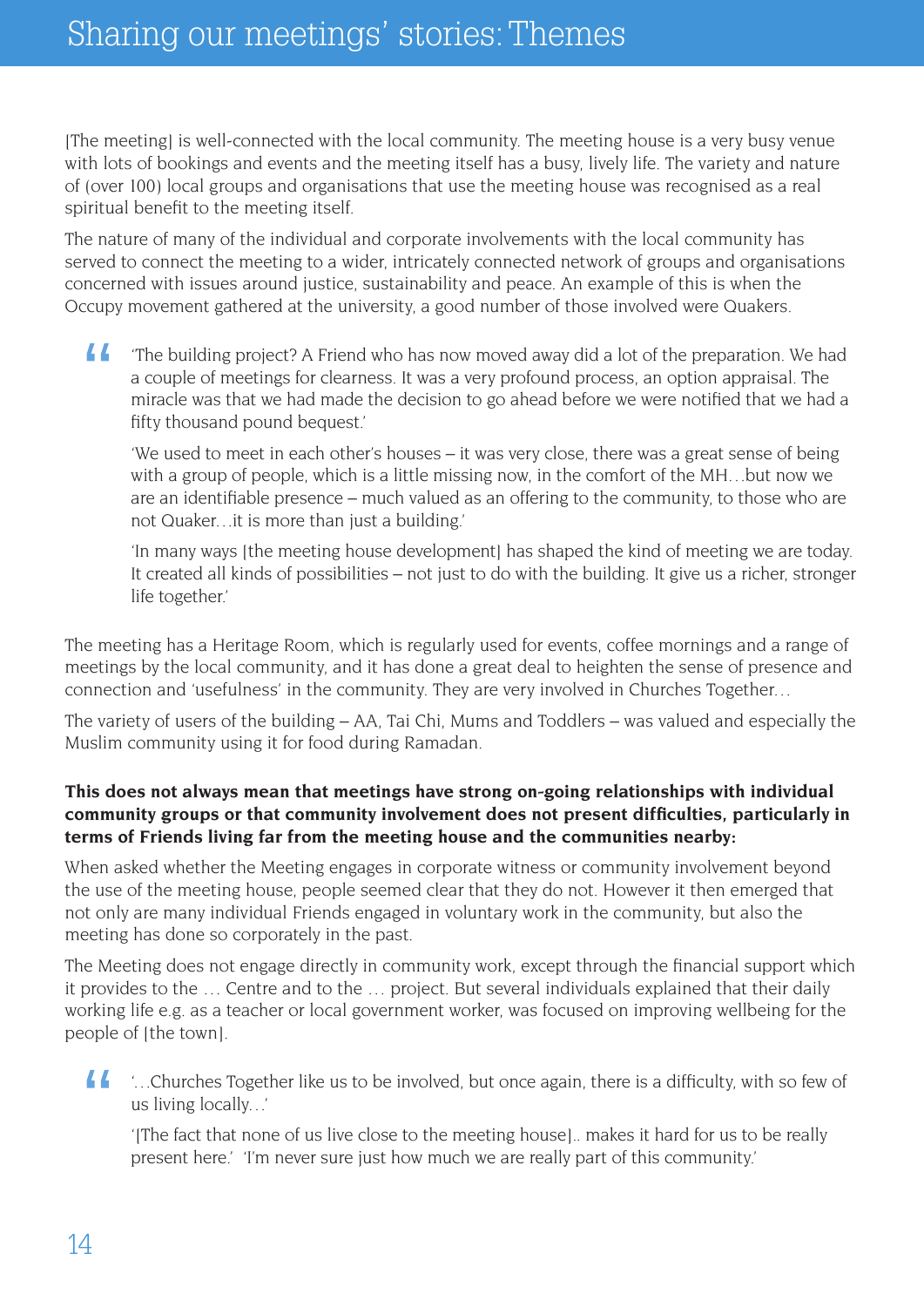# Sharing our meetings' stories: Themes

[The meeting] is well-connected with the local community. The meeting house is a very busy venue with lots of bookings and events and the meeting itself has a busy, lively life. The variety and nature of (over 100) local groups and organisations that use the meeting house was recognised as a real spiritual benefit to the meeting itself.

The nature of many of the individual and corporate involvements with the local community has served to connect the meeting to a wider, intricately connected network of groups and organisations concerned with issues around justice, sustainability and peace. An example of this is when the Occupy movement gathered at the university, a good number of those involved were Quakers.

> 'The building project? A Friend who has now moved away did a lot of the preparation. We had a couple of meetings for clearness. It was a very profound process, an option appraisal. The miracle was that we had made the decision to go ahead before we were notified that we had a fifty thousand pound bequest.'
>
> 'We used to meet in each other's houses – it was very close, there was a great sense of being with a group of people, which is a little missing now, in the comfort of the MH…but now we are an identifiable presence – much valued as an offering to the community, to those who are not Quaker…it is more than just a building.'
>
> 'In many ways [the meeting house development] has shaped the kind of meeting we are today. It created all kinds of possibilities – not just to do with the building. It give us a richer, stronger life together.'

The meeting has a Heritage Room, which is regularly used for events, coffee mornings and a range of meetings by the local community, and it has done a great deal to heighten the sense of presence and connection and 'usefulness' in the community. They are very involved in Churches Together…

The variety of users of the building – AA, Tai Chi, Mums and Toddlers – was valued and especially the Muslim community using it for food during Ramadan.

**This does not always mean that meetings have strong on-going relationships with individual community groups or that community involvement does not present difficulties, particularly in terms of Friends living far from the meeting house and the communities nearby:**

When asked whether the Meeting engages in corporate witness or community involvement beyond the use of the meeting house, people seemed clear that they do not. However it then emerged that not only are many individual Friends engaged in voluntary work in the community, but also the meeting has done so corporately in the past.

The Meeting does not engage directly in community work, except through the financial support which it provides to the … Centre and to the … project. But several individuals explained that their daily working life e.g. as a teacher or local government worker, was focused on improving wellbeing for the people of [the town].

> '…Churches Together like us to be involved, but once again, there is a difficulty, with so few of us living locally…'
>
> '[The fact that none of us live close to the meeting house].. makes it hard for us to be really present here.' 'I'm never sure just how much we are really part of this community.'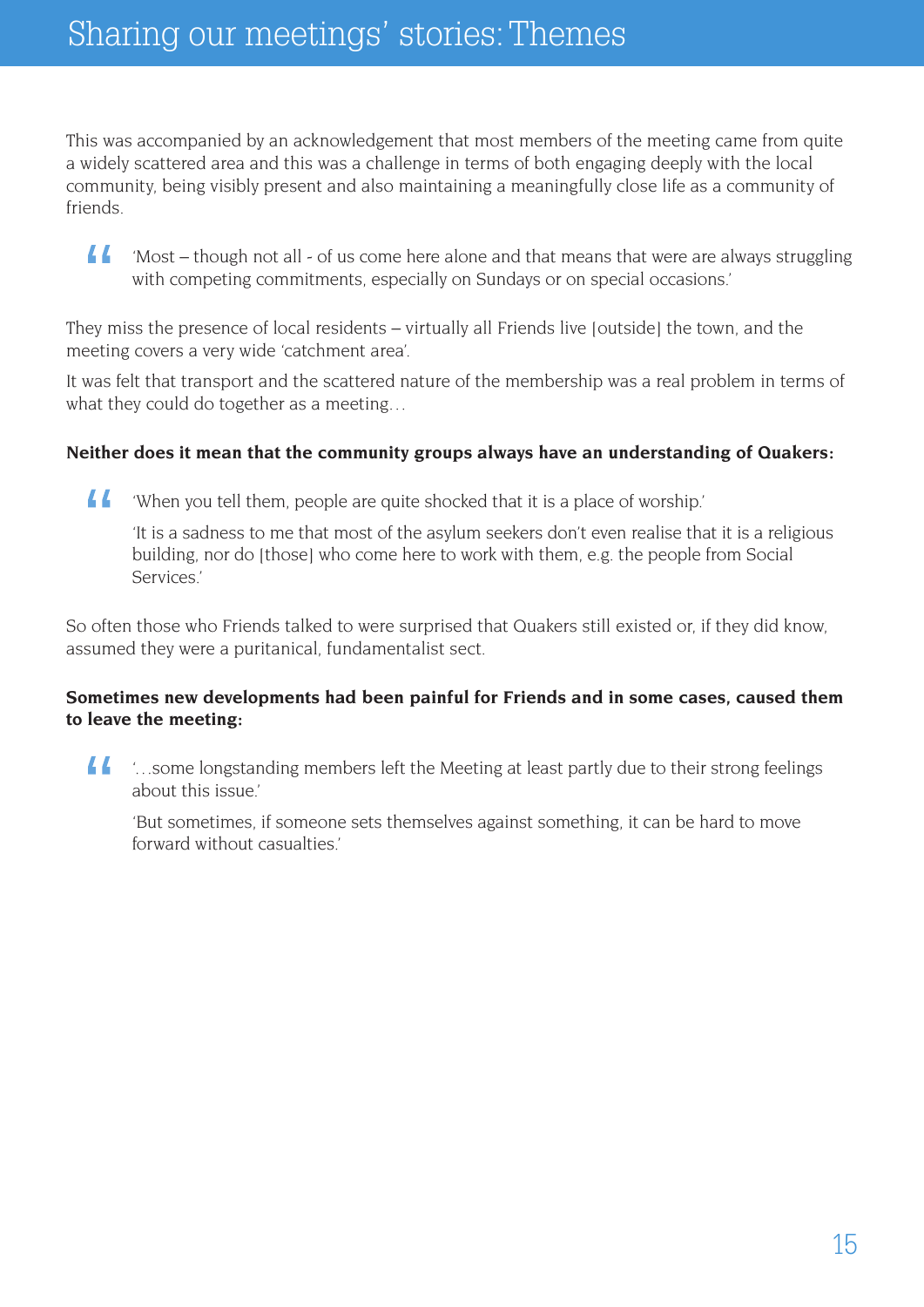# Sharing our meetings' stories: Themes

This was accompanied by an acknowledgement that most members of the meeting came from quite a widely scattered area and this was a challenge in terms of both engaging deeply with the local community, being visibly present and also maintaining a meaningfully close life as a community of friends.

> 'Most – though not all - of us come here alone and that means that were are always struggling with competing commitments, especially on Sundays or on special occasions.'

They miss the presence of local residents – virtually all Friends live [outside] the town, and the meeting covers a very wide 'catchment area'.

It was felt that transport and the scattered nature of the membership was a real problem in terms of what they could do together as a meeting…

**Neither does it mean that the community groups always have an understanding of Quakers:**

> 'When you tell them, people are quite shocked that it is a place of worship.'
>
> 'It is a sadness to me that most of the asylum seekers don't even realise that it is a religious building, nor do [those] who come here to work with them, e.g. the people from Social Services.'

So often those who Friends talked to were surprised that Quakers still existed or, if they did know, assumed they were a puritanical, fundamentalist sect.

**Sometimes new developments had been painful for Friends and in some cases, caused them to leave the meeting:**

> '…some longstanding members left the Meeting at least partly due to their strong feelings about this issue.'
>
> 'But sometimes, if someone sets themselves against something, it can be hard to move forward without casualties.'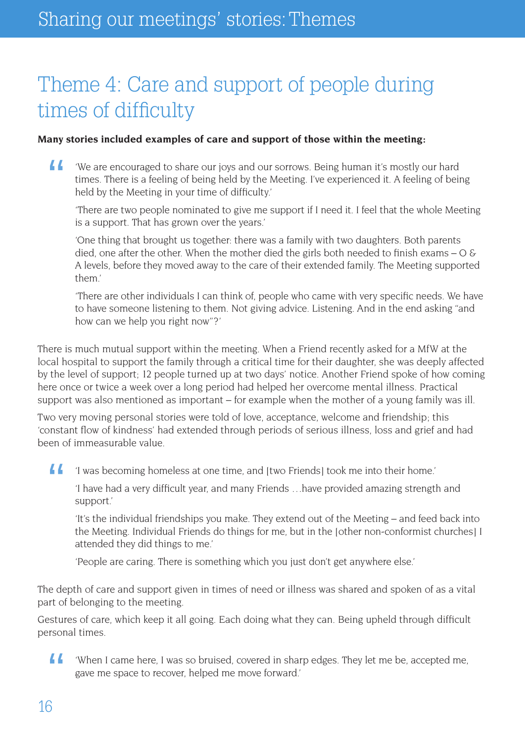# Theme 4: Care and support of people during times of difficulty

**Many stories included examples of care and support of those within the meeting:**

> 'We are encouraged to share our joys and our sorrows. Being human it's mostly our hard times. There is a feeling of being held by the Meeting. I've experienced it. A feeling of being held by the Meeting in your time of difficulty.'
>
> 'There are two people nominated to give me support if I need it. I feel that the whole Meeting is a support. That has grown over the years.'
>
> 'One thing that brought us together: there was a family with two daughters. Both parents died, one after the other. When the mother died the girls both needed to finish exams – O & A levels, before they moved away to the care of their extended family. The Meeting supported them.'
>
> 'There are other individuals I can think of, people who came with very specific needs. We have to have someone listening to them. Not giving advice. Listening. And in the end asking "and how can we help you right now"?'

There is much mutual support within the meeting. When a Friend recently asked for a MfW at the local hospital to support the family through a critical time for their daughter, she was deeply affected by the level of support; 12 people turned up at two days' notice. Another Friend spoke of how coming here once or twice a week over a long period had helped her overcome mental illness. Practical support was also mentioned as important – for example when the mother of a young family was ill.

Two very moving personal stories were told of love, acceptance, welcome and friendship; this 'constant flow of kindness' had extended through periods of serious illness, loss and grief and had been of immeasurable value.

> 'I was becoming homeless at one time, and [two Friends] took me into their home.'
>
> 'I have had a very difficult year, and many Friends …have provided amazing strength and support.'
>
> 'It's the individual friendships you make. They extend out of the Meeting – and feed back into the Meeting. Individual Friends do things for me, but in the [other non-conformist churches] I attended they did things to me.'
>
> 'People are caring. There is something which you just don't get anywhere else.'

The depth of care and support given in times of need or illness was shared and spoken of as a vital part of belonging to the meeting.

Gestures of care, which keep it all going. Each doing what they can. Being upheld through difficult personal times.

> 'When I came here, I was so bruised, covered in sharp edges. They let me be, accepted me, gave me space to recover, helped me move forward.'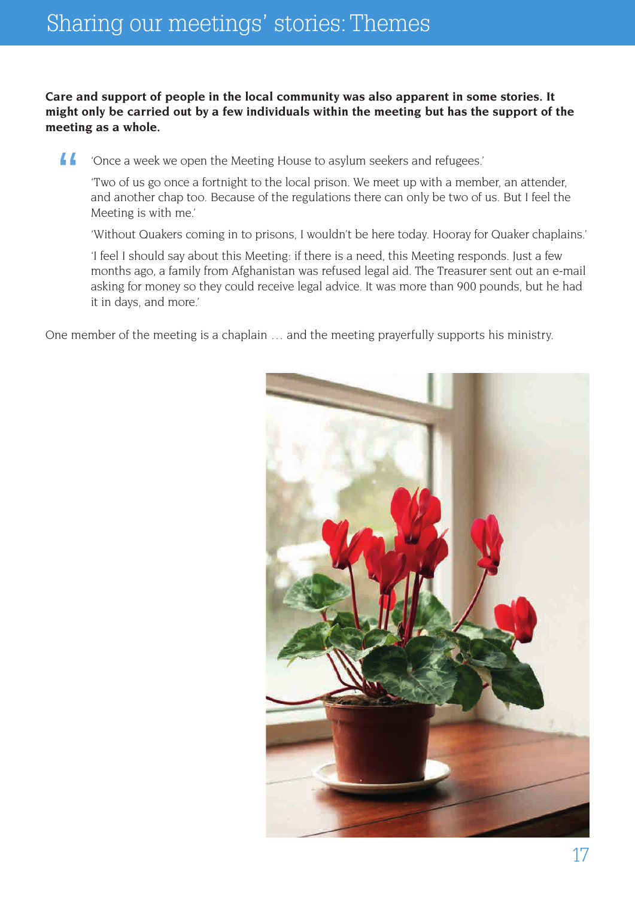# Sharing our meetings' stories: Themes

**Care and support of people in the local community was also apparent in some stories. It might only be carried out by a few individuals within the meeting but has the support of the meeting as a whole.**

> 'Once a week we open the Meeting House to asylum seekers and refugees.'
>
> 'Two of us go once a fortnight to the local prison. We meet up with a member, an attender, and another chap too. Because of the regulations there can only be two of us. But I feel the Meeting is with me.'
>
> 'Without Quakers coming in to prisons, I wouldn't be here today. Hooray for Quaker chaplains.'
>
> 'I feel I should say about this Meeting: if there is a need, this Meeting responds. Just a few months ago, a family from Afghanistan was refused legal aid. The Treasurer sent out an e-mail asking for money so they could receive legal advice. It was more than 900 pounds, but he had it in days, and more.'

One member of the meeting is a chaplain … and the meeting prayerfully supports his ministry.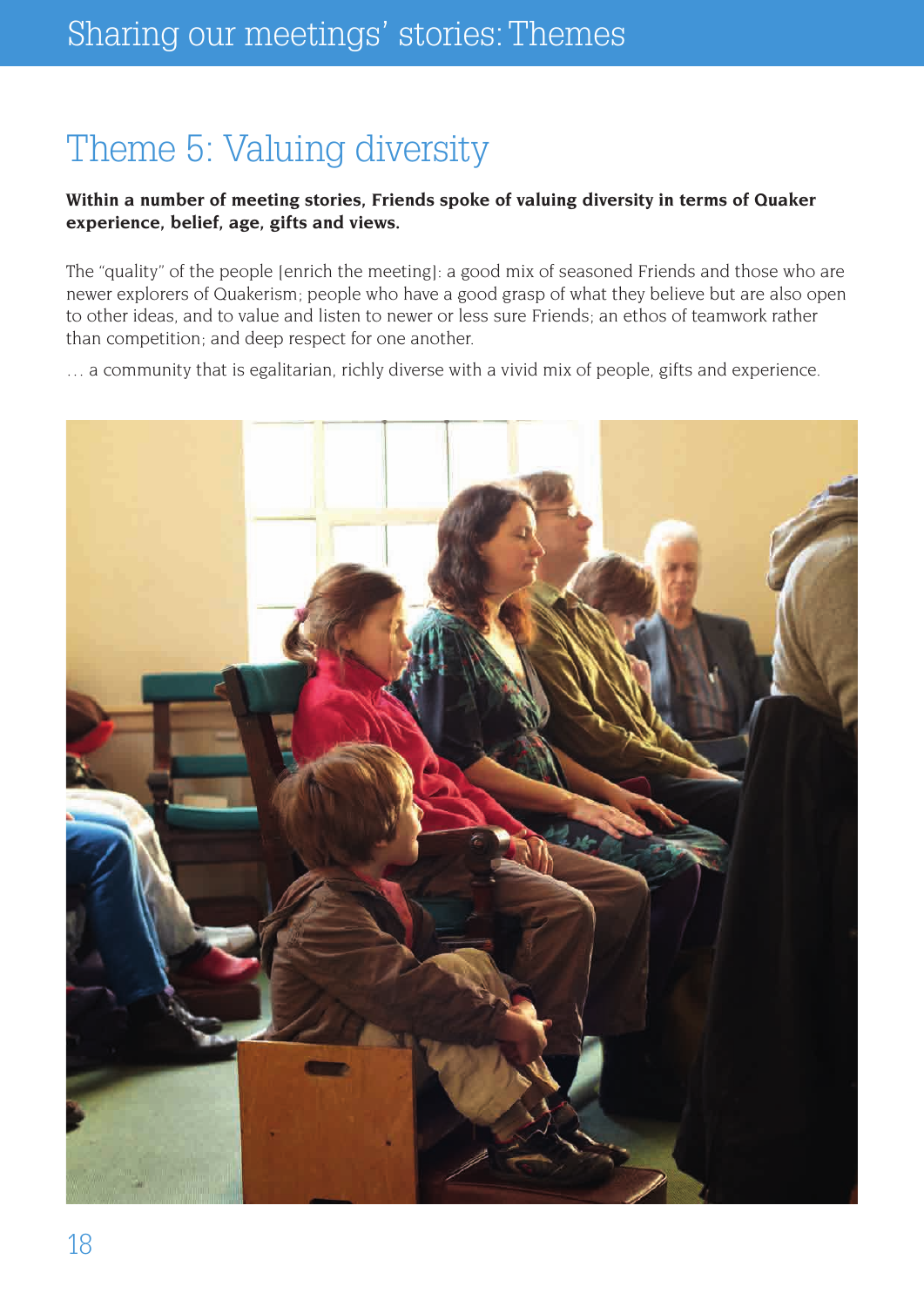## Theme 5: Valuing diversity

**Within a number of meeting stories, Friends spoke of valuing diversity in terms of Quaker experience, belief, age, gifts and views.**

The "quality" of the people [enrich the meeting]: a good mix of seasoned Friends and those who are newer explorers of Quakerism; people who have a good grasp of what they believe but are also open to other ideas, and to value and listen to newer or less sure Friends; an ethos of teamwork rather than competition; and deep respect for one another.

… a community that is egalitarian, richly diverse with a vivid mix of people, gifts and experience.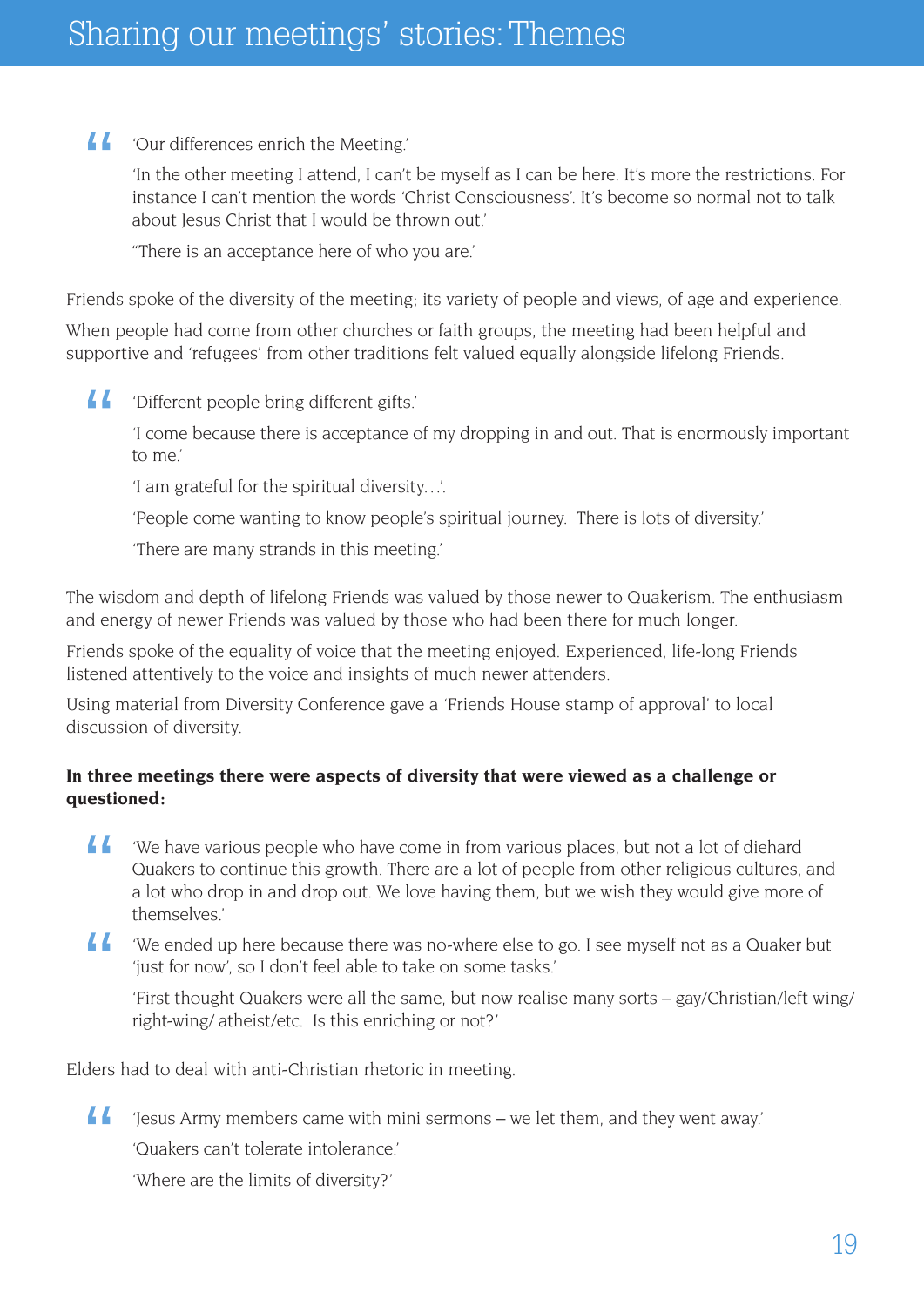# Sharing our meetings' stories: Themes

> 'Our differences enrich the Meeting.'
>
> 'In the other meeting I attend, I can't be myself as I can be here. It's more the restrictions. For instance I can't mention the words 'Christ Consciousness'. It's become so normal not to talk about Jesus Christ that I would be thrown out.'
>
> "There is an acceptance here of who you are.'

Friends spoke of the diversity of the meeting; its variety of people and views, of age and experience.

When people had come from other churches or faith groups, the meeting had been helpful and supportive and 'refugees' from other traditions felt valued equally alongside lifelong Friends.

> 'Different people bring different gifts.'
>
> 'I come because there is acceptance of my dropping in and out. That is enormously important to me.'
>
> 'I am grateful for the spiritual diversity…'.
>
> 'People come wanting to know people's spiritual journey. There is lots of diversity.'
>
> 'There are many strands in this meeting.'

The wisdom and depth of lifelong Friends was valued by those newer to Quakerism. The enthusiasm and energy of newer Friends was valued by those who had been there for much longer.

Friends spoke of the equality of voice that the meeting enjoyed. Experienced, life-long Friends listened attentively to the voice and insights of much newer attenders.

Using material from Diversity Conference gave a 'Friends House stamp of approval' to local discussion of diversity.

**In three meetings there were aspects of diversity that were viewed as a challenge or questioned:**

> 'We have various people who have come in from various places, but not a lot of diehard Quakers to continue this growth. There are a lot of people from other religious cultures, and a lot who drop in and drop out. We love having them, but we wish they would give more of themselves.'

> 'We ended up here because there was no-where else to go. I see myself not as a Quaker but 'just for now', so I don't feel able to take on some tasks.'
>
> 'First thought Quakers were all the same, but now realise many sorts – gay/Christian/left wing/ right-wing/ atheist/etc. Is this enriching or not?'

Elders had to deal with anti-Christian rhetoric in meeting.

> 'Jesus Army members came with mini sermons – we let them, and they went away.'
>
> 'Quakers can't tolerate intolerance.'
>
> 'Where are the limits of diversity?'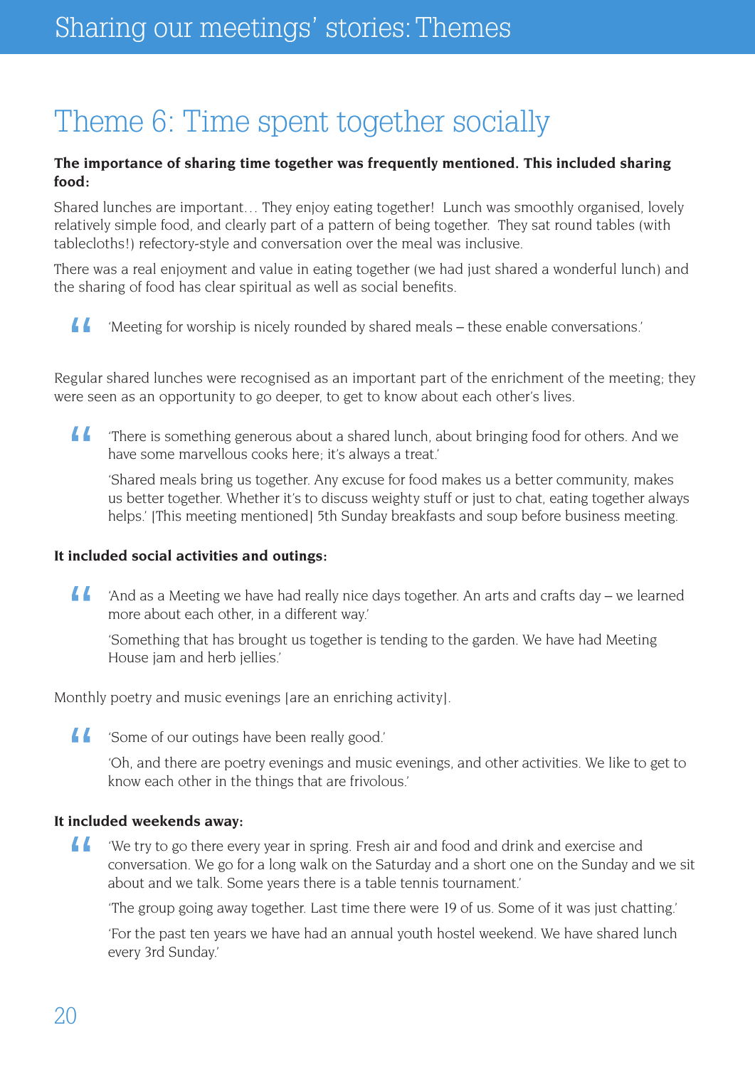## Theme 6: Time spent together socially

**The importance of sharing time together was frequently mentioned. This included sharing food:**

Shared lunches are important… They enjoy eating together! Lunch was smoothly organised, lovely relatively simple food, and clearly part of a pattern of being together. They sat round tables (with tablecloths!) refectory-style and conversation over the meal was inclusive.

There was a real enjoyment and value in eating together (we had just shared a wonderful lunch) and the sharing of food has clear spiritual as well as social benefits.

> 'Meeting for worship is nicely rounded by shared meals – these enable conversations.'

Regular shared lunches were recognised as an important part of the enrichment of the meeting; they were seen as an opportunity to go deeper, to get to know about each other's lives.

> 'There is something generous about a shared lunch, about bringing food for others. And we have some marvellous cooks here; it's always a treat.'
>
> 'Shared meals bring us together. Any excuse for food makes us a better community, makes us better together. Whether it's to discuss weighty stuff or just to chat, eating together always helps.' [This meeting mentioned] 5th Sunday breakfasts and soup before business meeting.

**It included social activities and outings:**

> 'And as a Meeting we have had really nice days together. An arts and crafts day – we learned more about each other, in a different way.'
>
> 'Something that has brought us together is tending to the garden. We have had Meeting House jam and herb jellies.'

Monthly poetry and music evenings [are an enriching activity].

> 'Some of our outings have been really good.'
>
> 'Oh, and there are poetry evenings and music evenings, and other activities. We like to get to know each other in the things that are frivolous.'

**It included weekends away:**

> 'We try to go there every year in spring. Fresh air and food and drink and exercise and conversation. We go for a long walk on the Saturday and a short one on the Sunday and we sit about and we talk. Some years there is a table tennis tournament.'
>
> 'The group going away together. Last time there were 19 of us. Some of it was just chatting.'
>
> 'For the past ten years we have had an annual youth hostel weekend. We have shared lunch every 3rd Sunday.'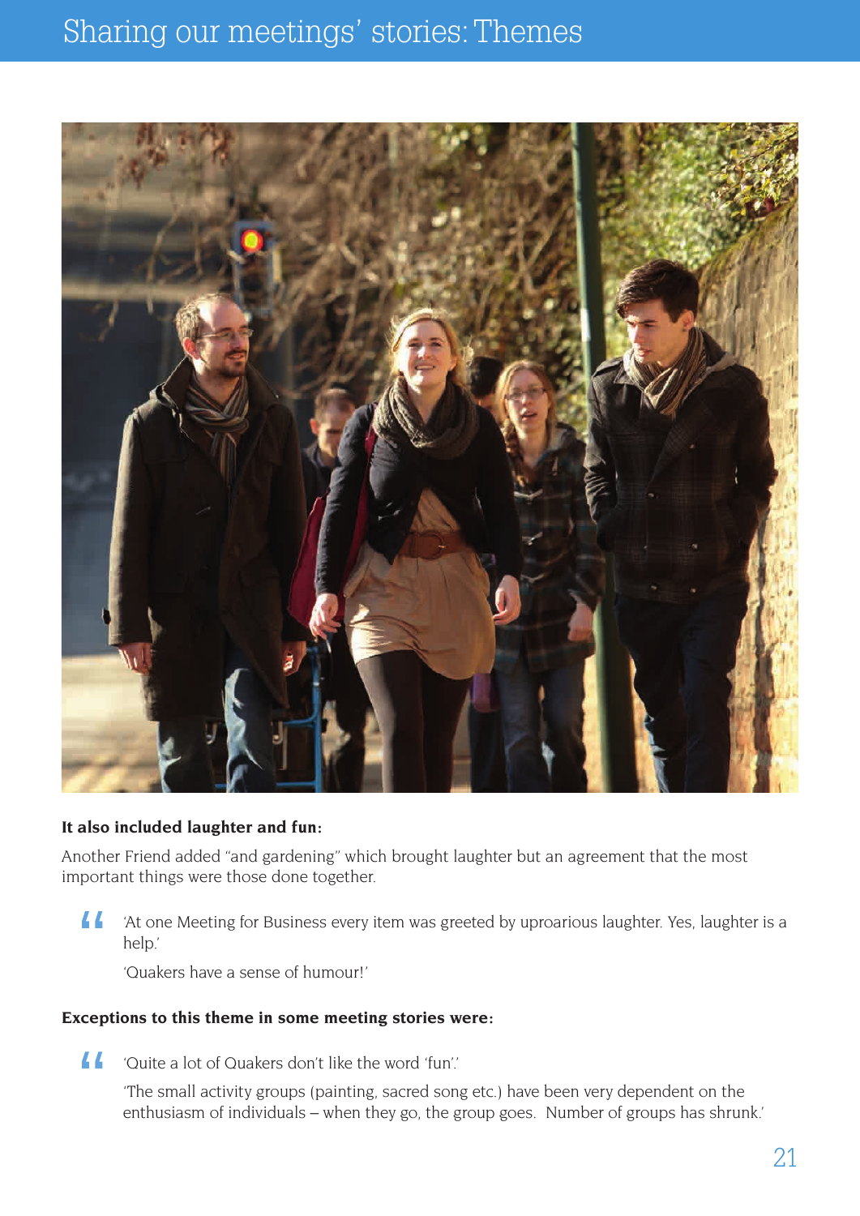**It also included laughter and fun:**

Another Friend added "and gardening" which brought laughter but an agreement that the most important things were those done together.

> 'At one Meeting for Business every item was greeted by uproarious laughter. Yes, laughter is a help.'
>
> 'Quakers have a sense of humour!'

**Exceptions to this theme in some meeting stories were:**

> 'Quite a lot of Quakers don't like the word 'fun'.'
>
> 'The small activity groups (painting, sacred song etc.) have been very dependent on the enthusiasm of individuals – when they go, the group goes. Number of groups has shrunk.'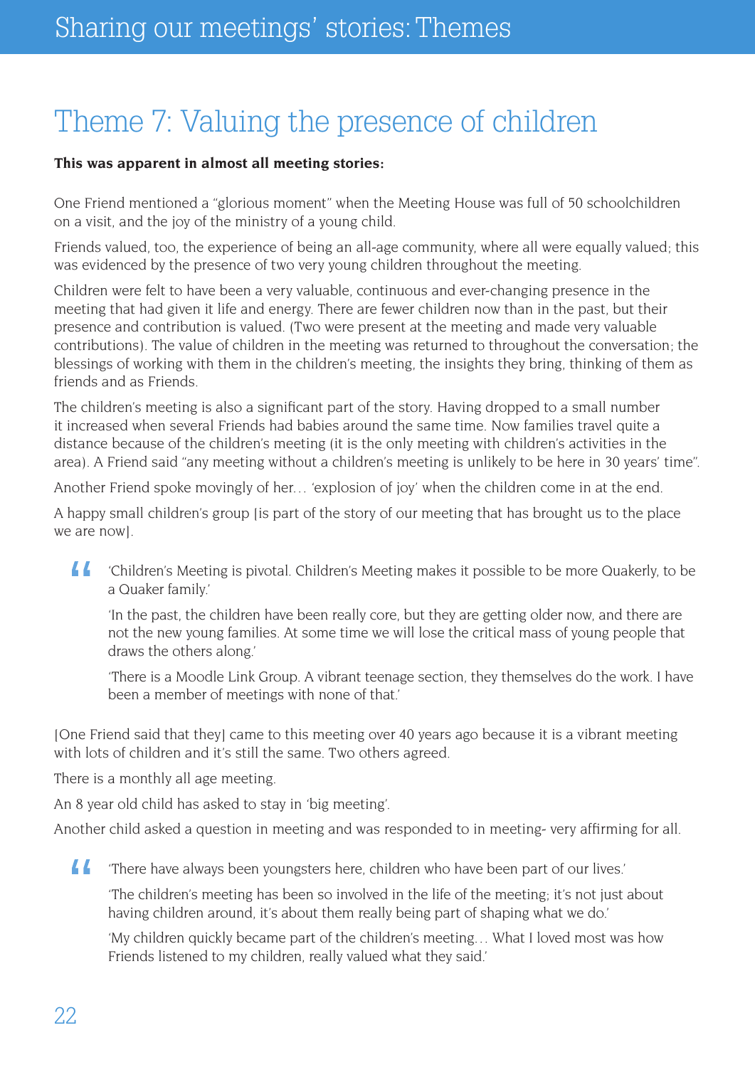# Theme 7: Valuing the presence of children

**This was apparent in almost all meeting stories:**

One Friend mentioned a "glorious moment" when the Meeting House was full of 50 schoolchildren on a visit, and the joy of the ministry of a young child.

Friends valued, too, the experience of being an all-age community, where all were equally valued; this was evidenced by the presence of two very young children throughout the meeting.

Children were felt to have been a very valuable, continuous and ever-changing presence in the meeting that had given it life and energy. There are fewer children now than in the past, but their presence and contribution is valued. (Two were present at the meeting and made very valuable contributions). The value of children in the meeting was returned to throughout the conversation; the blessings of working with them in the children's meeting, the insights they bring, thinking of them as friends and as Friends.

The children's meeting is also a significant part of the story. Having dropped to a small number it increased when several Friends had babies around the same time. Now families travel quite a distance because of the children's meeting (it is the only meeting with children's activities in the area). A Friend said "any meeting without a children's meeting is unlikely to be here in 30 years' time".

Another Friend spoke movingly of her… 'explosion of joy' when the children come in at the end.

A happy small children's group [is part of the story of our meeting that has brought us to the place we are now].

> 'Children's Meeting is pivotal. Children's Meeting makes it possible to be more Quakerly, to be a Quaker family.'
>
> 'In the past, the children have been really core, but they are getting older now, and there are not the new young families. At some time we will lose the critical mass of young people that draws the others along.'
>
> 'There is a Moodle Link Group. A vibrant teenage section, they themselves do the work. I have been a member of meetings with none of that.'

[One Friend said that they] came to this meeting over 40 years ago because it is a vibrant meeting with lots of children and it's still the same. Two others agreed.

There is a monthly all age meeting.

An 8 year old child has asked to stay in 'big meeting'.

Another child asked a question in meeting and was responded to in meeting- very affirming for all.

> 'There have always been youngsters here, children who have been part of our lives.'
>
> 'The children's meeting has been so involved in the life of the meeting; it's not just about having children around, it's about them really being part of shaping what we do.'
>
> 'My children quickly became part of the children's meeting… What I loved most was how Friends listened to my children, really valued what they said.'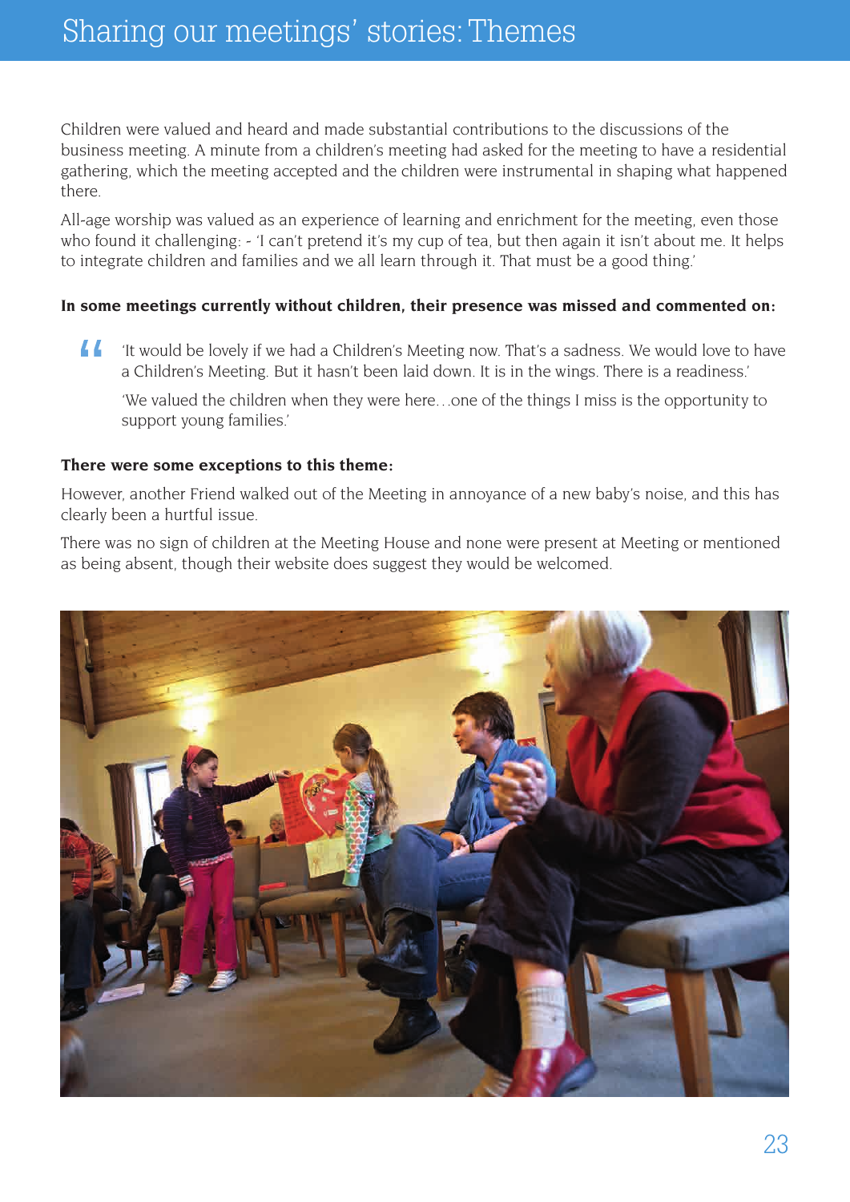# Sharing our meetings' stories: Themes

Children were valued and heard and made substantial contributions to the discussions of the business meeting. A minute from a children's meeting had asked for the meeting to have a residential gathering, which the meeting accepted and the children were instrumental in shaping what happened there.

All-age worship was valued as an experience of learning and enrichment for the meeting, even those who found it challenging: - 'I can't pretend it's my cup of tea, but then again it isn't about me. It helps to integrate children and families and we all learn through it. That must be a good thing.'

**In some meetings currently without children, their presence was missed and commented on:**

> 'It would be lovely if we had a Children's Meeting now. That's a sadness. We would love to have a Children's Meeting. But it hasn't been laid down. It is in the wings. There is a readiness.'
>
> 'We valued the children when they were here…one of the things I miss is the opportunity to support young families.'

**There were some exceptions to this theme:**

However, another Friend walked out of the Meeting in annoyance of a new baby's noise, and this has clearly been a hurtful issue.

There was no sign of children at the Meeting House and none were present at Meeting or mentioned as being absent, though their website does suggest they would be welcomed.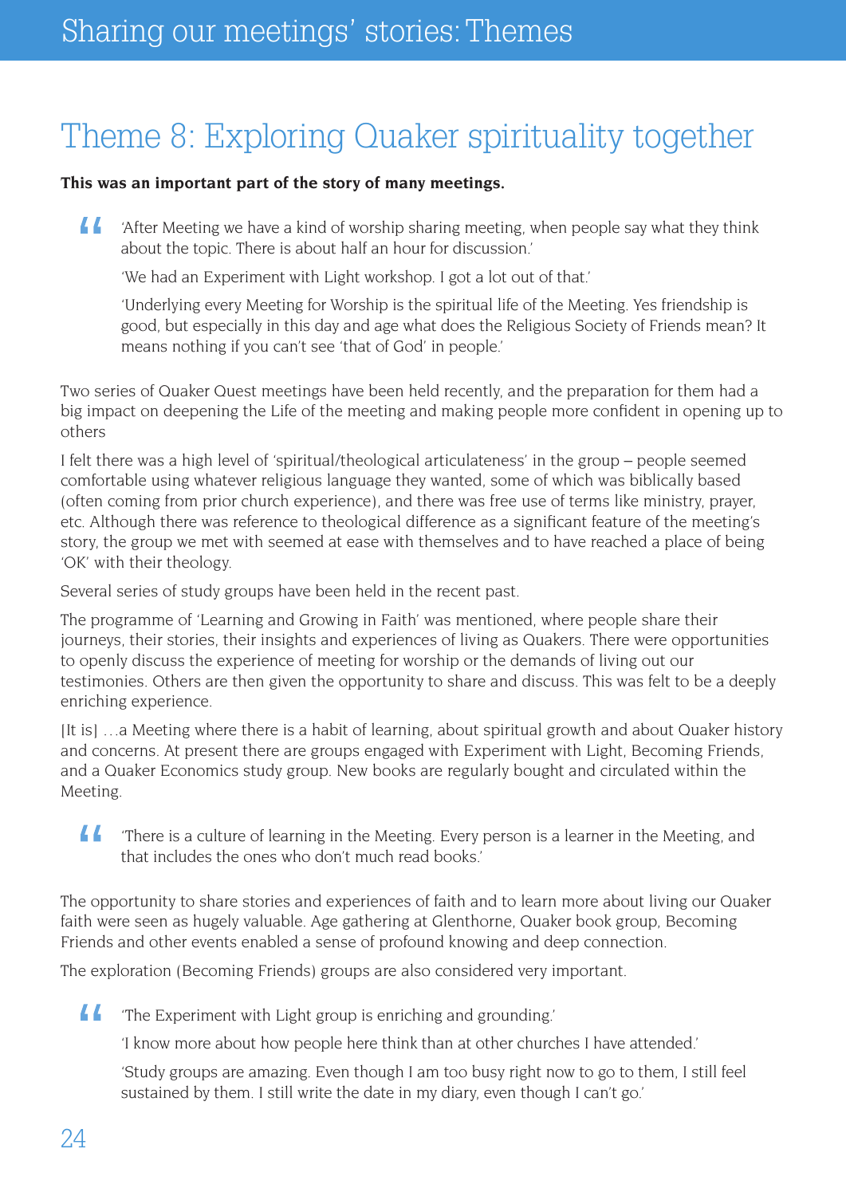# Theme 8: Exploring Quaker spirituality together

**This was an important part of the story of many meetings.**

> 'After Meeting we have a kind of worship sharing meeting, when people say what they think about the topic. There is about half an hour for discussion.'
>
> 'We had an Experiment with Light workshop. I got a lot out of that.'
>
> 'Underlying every Meeting for Worship is the spiritual life of the Meeting. Yes friendship is good, but especially in this day and age what does the Religious Society of Friends mean? It means nothing if you can't see 'that of God' in people.'

Two series of Quaker Quest meetings have been held recently, and the preparation for them had a big impact on deepening the Life of the meeting and making people more confident in opening up to others

I felt there was a high level of 'spiritual/theological articulateness' in the group – people seemed comfortable using whatever religious language they wanted, some of which was biblically based (often coming from prior church experience), and there was free use of terms like ministry, prayer, etc. Although there was reference to theological difference as a significant feature of the meeting's story, the group we met with seemed at ease with themselves and to have reached a place of being 'OK' with their theology.

Several series of study groups have been held in the recent past.

The programme of 'Learning and Growing in Faith' was mentioned, where people share their journeys, their stories, their insights and experiences of living as Quakers. There were opportunities to openly discuss the experience of meeting for worship or the demands of living out our testimonies. Others are then given the opportunity to share and discuss. This was felt to be a deeply enriching experience.

[It is] …a Meeting where there is a habit of learning, about spiritual growth and about Quaker history and concerns. At present there are groups engaged with Experiment with Light, Becoming Friends, and a Quaker Economics study group. New books are regularly bought and circulated within the Meeting.

> 'There is a culture of learning in the Meeting. Every person is a learner in the Meeting, and that includes the ones who don't much read books.'

The opportunity to share stories and experiences of faith and to learn more about living our Quaker faith were seen as hugely valuable. Age gathering at Glenthorne, Quaker book group, Becoming Friends and other events enabled a sense of profound knowing and deep connection.

The exploration (Becoming Friends) groups are also considered very important.

> 'The Experiment with Light group is enriching and grounding.'
>
> 'I know more about how people here think than at other churches I have attended.'
>
> 'Study groups are amazing. Even though I am too busy right now to go to them, I still feel sustained by them. I still write the date in my diary, even though I can't go.'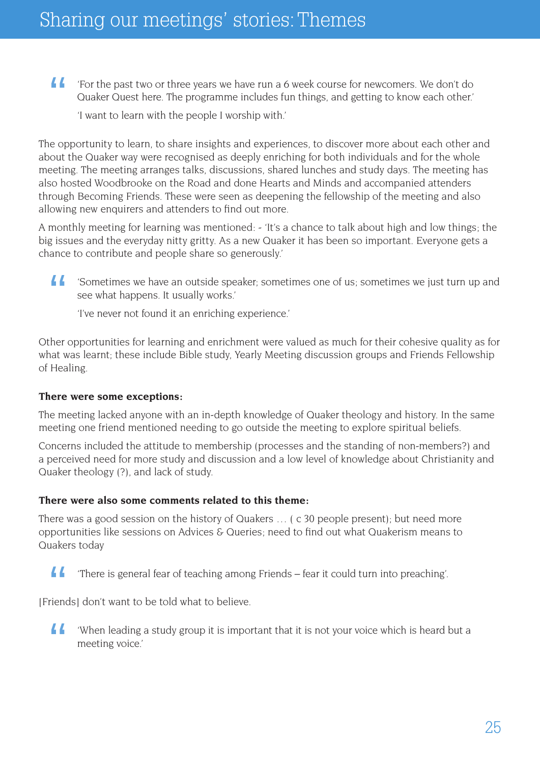> 'For the past two or three years we have run a 6 week course for newcomers. We don't do Quaker Quest here. The programme includes fun things, and getting to know each other.'
>
> 'I want to learn with the people I worship with.'

The opportunity to learn, to share insights and experiences, to discover more about each other and about the Quaker way were recognised as deeply enriching for both individuals and for the whole meeting. The meeting arranges talks, discussions, shared lunches and study days. The meeting has also hosted Woodbrooke on the Road and done Hearts and Minds and accompanied attenders through Becoming Friends. These were seen as deepening the fellowship of the meeting and also allowing new enquirers and attenders to find out more.

A monthly meeting for learning was mentioned: - 'It's a chance to talk about high and low things; the big issues and the everyday nitty gritty. As a new Quaker it has been so important. Everyone gets a chance to contribute and people share so generously.'

> 'Sometimes we have an outside speaker; sometimes one of us; sometimes we just turn up and see what happens. It usually works.'
>
> 'I've never not found it an enriching experience.'

Other opportunities for learning and enrichment were valued as much for their cohesive quality as for what was learnt; these include Bible study, Yearly Meeting discussion groups and Friends Fellowship of Healing.

**There were some exceptions:**

The meeting lacked anyone with an in-depth knowledge of Quaker theology and history. In the same meeting one friend mentioned needing to go outside the meeting to explore spiritual beliefs.

Concerns included the attitude to membership (processes and the standing of non-members?) and a perceived need for more study and discussion and a low level of knowledge about Christianity and Quaker theology (?), and lack of study.

**There were also some comments related to this theme:**

There was a good session on the history of Quakers … ( c 30 people present); but need more opportunities like sessions on Advices & Queries; need to find out what Quakerism means to Quakers today

> 'There is general fear of teaching among Friends – fear it could turn into preaching'.

[Friends] don't want to be told what to believe.

> 'When leading a study group it is important that it is not your voice which is heard but a meeting voice.'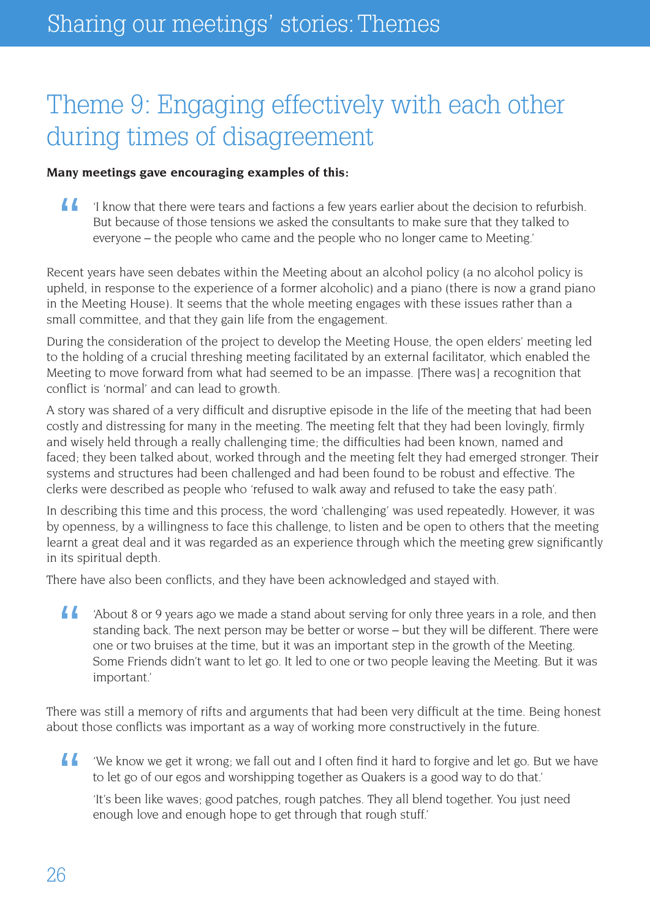# Theme 9: Engaging effectively with each other during times of disagreement

**Many meetings gave encouraging examples of this:**

> 'I know that there were tears and factions a few years earlier about the decision to refurbish. But because of those tensions we asked the consultants to make sure that they talked to everyone – the people who came and the people who no longer came to Meeting.'

Recent years have seen debates within the Meeting about an alcohol policy (a no alcohol policy is upheld, in response to the experience of a former alcoholic) and a piano (there is now a grand piano in the Meeting House). It seems that the whole meeting engages with these issues rather than a small committee, and that they gain life from the engagement.

During the consideration of the project to develop the Meeting House, the open elders' meeting led to the holding of a crucial threshing meeting facilitated by an external facilitator, which enabled the Meeting to move forward from what had seemed to be an impasse. [There was] a recognition that conflict is 'normal' and can lead to growth.

A story was shared of a very difficult and disruptive episode in the life of the meeting that had been costly and distressing for many in the meeting. The meeting felt that they had been lovingly, firmly and wisely held through a really challenging time; the difficulties had been known, named and faced; they been talked about, worked through and the meeting felt they had emerged stronger. Their systems and structures had been challenged and had been found to be robust and effective. The clerks were described as people who 'refused to walk away and refused to take the easy path'.

In describing this time and this process, the word 'challenging' was used repeatedly. However, it was by openness, by a willingness to face this challenge, to listen and be open to others that the meeting learnt a great deal and it was regarded as an experience through which the meeting grew significantly in its spiritual depth.

There have also been conflicts, and they have been acknowledged and stayed with.

> 'About 8 or 9 years ago we made a stand about serving for only three years in a role, and then standing back. The next person may be better or worse – but they will be different. There were one or two bruises at the time, but it was an important step in the growth of the Meeting. Some Friends didn't want to let go. It led to one or two people leaving the Meeting. But it was important.'

There was still a memory of rifts and arguments that had been very difficult at the time. Being honest about those conflicts was important as a way of working more constructively in the future.

> 'We know we get it wrong; we fall out and I often find it hard to forgive and let go. But we have to let go of our egos and worshipping together as Quakers is a good way to do that.'
>
> 'It's been like waves; good patches, rough patches. They all blend together. You just need enough love and enough hope to get through that rough stuff.'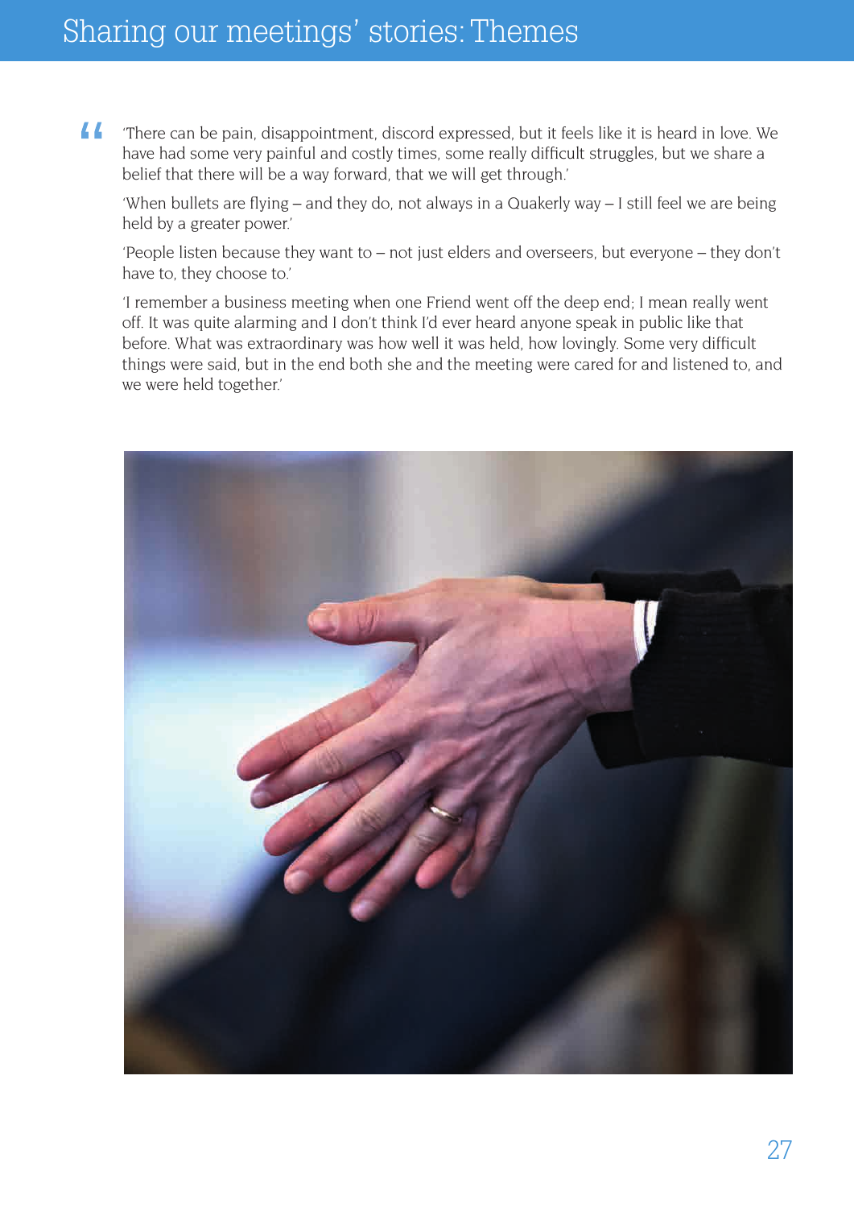# Sharing our meetings' stories: Themes

> 'There can be pain, disappointment, discord expressed, but it feels like it is heard in love. We have had some very painful and costly times, some really difficult struggles, but we share a belief that there will be a way forward, that we will get through.'
>
> 'When bullets are flying – and they do, not always in a Quakerly way – I still feel we are being held by a greater power.'
>
> 'People listen because they want to – not just elders and overseers, but everyone – they don't have to, they choose to.'
>
> 'I remember a business meeting when one Friend went off the deep end; I mean really went off. It was quite alarming and I don't think I'd ever heard anyone speak in public like that before. What was extraordinary was how well it was held, how lovingly. Some very difficult things were said, but in the end both she and the meeting were cared for and listened to, and we were held together.'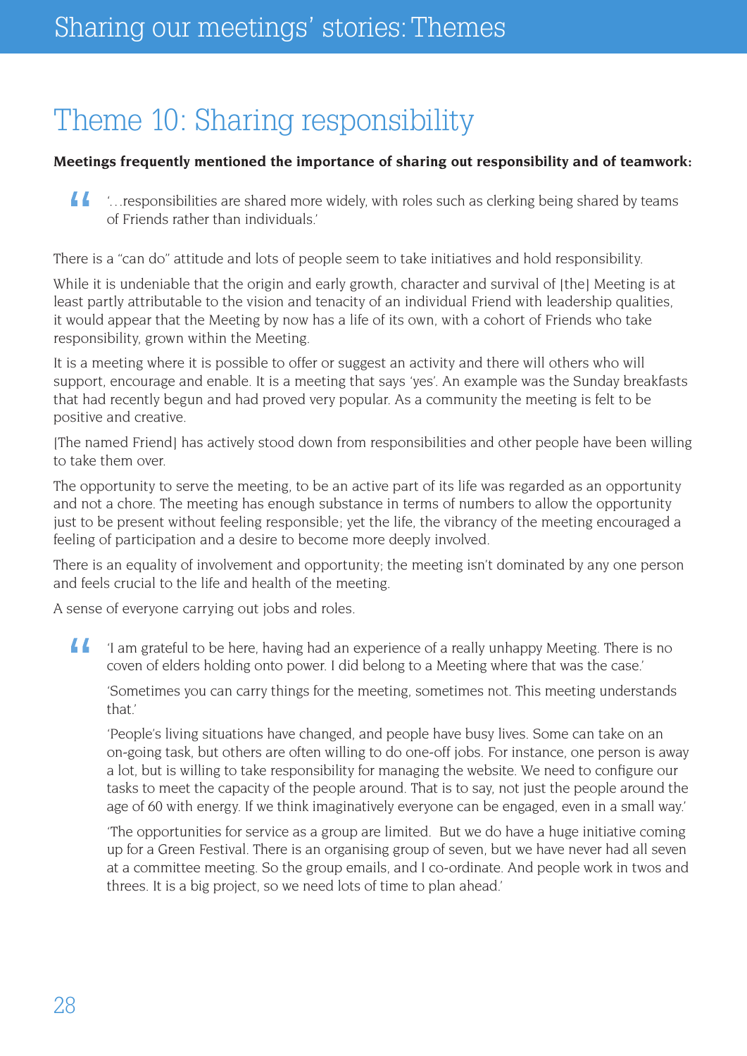# Theme 10: Sharing responsibility

**Meetings frequently mentioned the importance of sharing out responsibility and of teamwork:**

> '…responsibilities are shared more widely, with roles such as clerking being shared by teams of Friends rather than individuals.'

There is a "can do" attitude and lots of people seem to take initiatives and hold responsibility.

While it is undeniable that the origin and early growth, character and survival of [the] Meeting is at least partly attributable to the vision and tenacity of an individual Friend with leadership qualities, it would appear that the Meeting by now has a life of its own, with a cohort of Friends who take responsibility, grown within the Meeting.

It is a meeting where it is possible to offer or suggest an activity and there will others who will support, encourage and enable. It is a meeting that says 'yes'. An example was the Sunday breakfasts that had recently begun and had proved very popular. As a community the meeting is felt to be positive and creative.

[The named Friend] has actively stood down from responsibilities and other people have been willing to take them over.

The opportunity to serve the meeting, to be an active part of its life was regarded as an opportunity and not a chore. The meeting has enough substance in terms of numbers to allow the opportunity just to be present without feeling responsible; yet the life, the vibrancy of the meeting encouraged a feeling of participation and a desire to become more deeply involved.

There is an equality of involvement and opportunity; the meeting isn't dominated by any one person and feels crucial to the life and health of the meeting.

A sense of everyone carrying out jobs and roles.

> 'I am grateful to be here, having had an experience of a really unhappy Meeting. There is no coven of elders holding onto power. I did belong to a Meeting where that was the case.'
>
> 'Sometimes you can carry things for the meeting, sometimes not. This meeting understands that.'
>
> 'People's living situations have changed, and people have busy lives. Some can take on an on-going task, but others are often willing to do one-off jobs. For instance, one person is away a lot, but is willing to take responsibility for managing the website. We need to configure our tasks to meet the capacity of the people around. That is to say, not just the people around the age of 60 with energy. If we think imaginatively everyone can be engaged, even in a small way.'
>
> 'The opportunities for service as a group are limited. But we do have a huge initiative coming up for a Green Festival. There is an organising group of seven, but we have never had all seven at a committee meeting. So the group emails, and I co-ordinate. And people work in twos and threes. It is a big project, so we need lots of time to plan ahead.'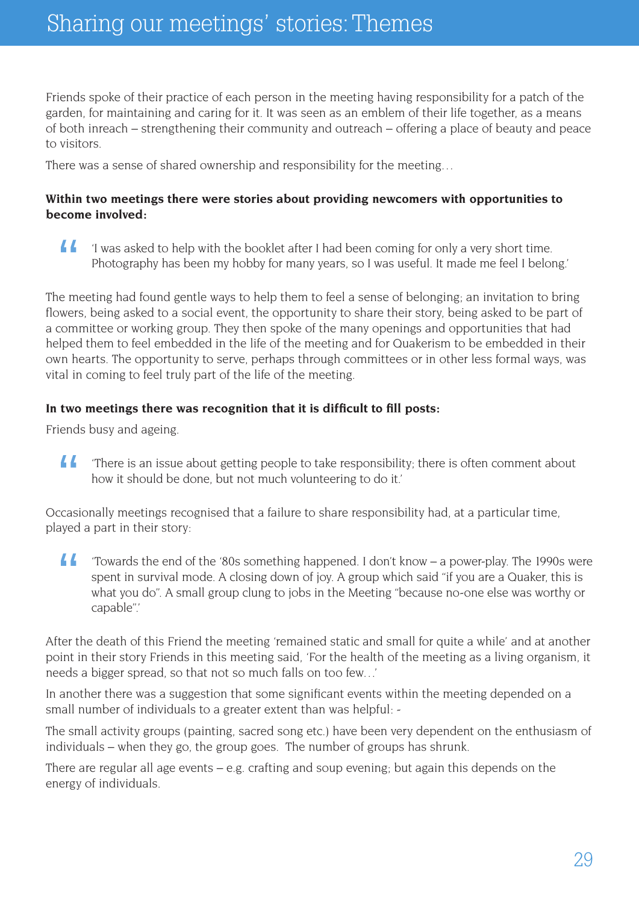# Sharing our meetings' stories: Themes

Friends spoke of their practice of each person in the meeting having responsibility for a patch of the garden, for maintaining and caring for it. It was seen as an emblem of their life together, as a means of both inreach – strengthening their community and outreach – offering a place of beauty and peace to visitors.

There was a sense of shared ownership and responsibility for the meeting…

**Within two meetings there were stories about providing newcomers with opportunities to become involved:**

> 'I was asked to help with the booklet after I had been coming for only a very short time. Photography has been my hobby for many years, so I was useful. It made me feel I belong.'

The meeting had found gentle ways to help them to feel a sense of belonging; an invitation to bring flowers, being asked to a social event, the opportunity to share their story, being asked to be part of a committee or working group. They then spoke of the many openings and opportunities that had helped them to feel embedded in the life of the meeting and for Quakerism to be embedded in their own hearts. The opportunity to serve, perhaps through committees or in other less formal ways, was vital in coming to feel truly part of the life of the meeting.

**In two meetings there was recognition that it is difficult to fill posts:**

Friends busy and ageing.

> 'There is an issue about getting people to take responsibility; there is often comment about how it should be done, but not much volunteering to do it.'

Occasionally meetings recognised that a failure to share responsibility had, at a particular time, played a part in their story:

> 'Towards the end of the '80s something happened. I don't know – a power-play. The 1990s were spent in survival mode. A closing down of joy. A group which said "if you are a Quaker, this is what you do". A small group clung to jobs in the Meeting "because no-one else was worthy or capable".'

After the death of this Friend the meeting 'remained static and small for quite a while' and at another point in their story Friends in this meeting said, 'For the health of the meeting as a living organism, it needs a bigger spread, so that not so much falls on too few…'

In another there was a suggestion that some significant events within the meeting depended on a small number of individuals to a greater extent than was helpful: -

The small activity groups (painting, sacred song etc.) have been very dependent on the enthusiasm of individuals – when they go, the group goes. The number of groups has shrunk.

There are regular all age events – e.g. crafting and soup evening; but again this depends on the energy of individuals.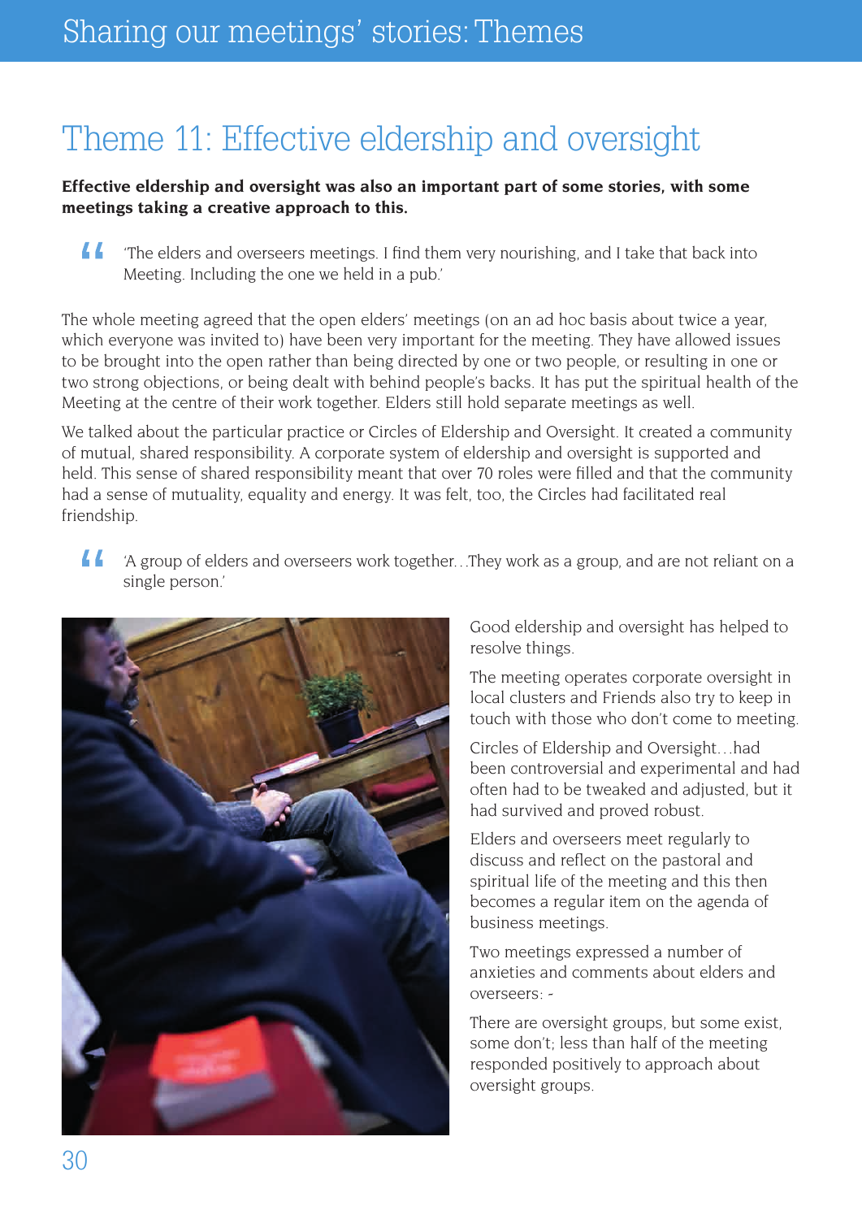# Theme 11: Effective eldership and oversight

**Effective eldership and oversight was also an important part of some stories, with some meetings taking a creative approach to this.**

> 'The elders and overseers meetings. I find them very nourishing, and I take that back into Meeting. Including the one we held in a pub.'

The whole meeting agreed that the open elders' meetings (on an ad hoc basis about twice a year, which everyone was invited to) have been very important for the meeting. They have allowed issues to be brought into the open rather than being directed by one or two people, or resulting in one or two strong objections, or being dealt with behind people's backs. It has put the spiritual health of the Meeting at the centre of their work together. Elders still hold separate meetings as well.

We talked about the particular practice or Circles of Eldership and Oversight. It created a community of mutual, shared responsibility. A corporate system of eldership and oversight is supported and held. This sense of shared responsibility meant that over 70 roles were filled and that the community had a sense of mutuality, equality and energy. It was felt, too, the Circles had facilitated real friendship.

> 'A group of elders and overseers work together…They work as a group, and are not reliant on a single person.'

Good eldership and oversight has helped to resolve things.

The meeting operates corporate oversight in local clusters and Friends also try to keep in touch with those who don't come to meeting.

Circles of Eldership and Oversight…had been controversial and experimental and had often had to be tweaked and adjusted, but it had survived and proved robust.

Elders and overseers meet regularly to discuss and reflect on the pastoral and spiritual life of the meeting and this then becomes a regular item on the agenda of business meetings.

Two meetings expressed a number of anxieties and comments about elders and overseers: -

There are oversight groups, but some exist, some don't; less than half of the meeting responded positively to approach about oversight groups.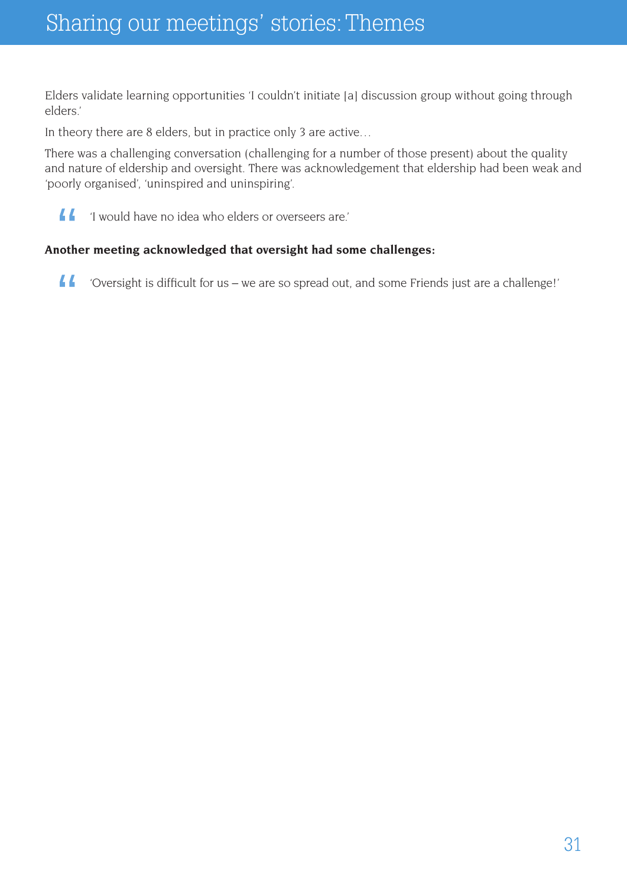Elders validate learning opportunities 'I couldn't initiate [a] discussion group without going through elders.'

In theory there are 8 elders, but in practice only 3 are active…

There was a challenging conversation (challenging for a number of those present) about the quality and nature of eldership and oversight. There was acknowledgement that eldership had been weak and 'poorly organised', 'uninspired and uninspiring'.

> 'I would have no idea who elders or overseers are.'

**Another meeting acknowledged that oversight had some challenges:**

> 'Oversight is difficult for us – we are so spread out, and some Friends just are a challenge!'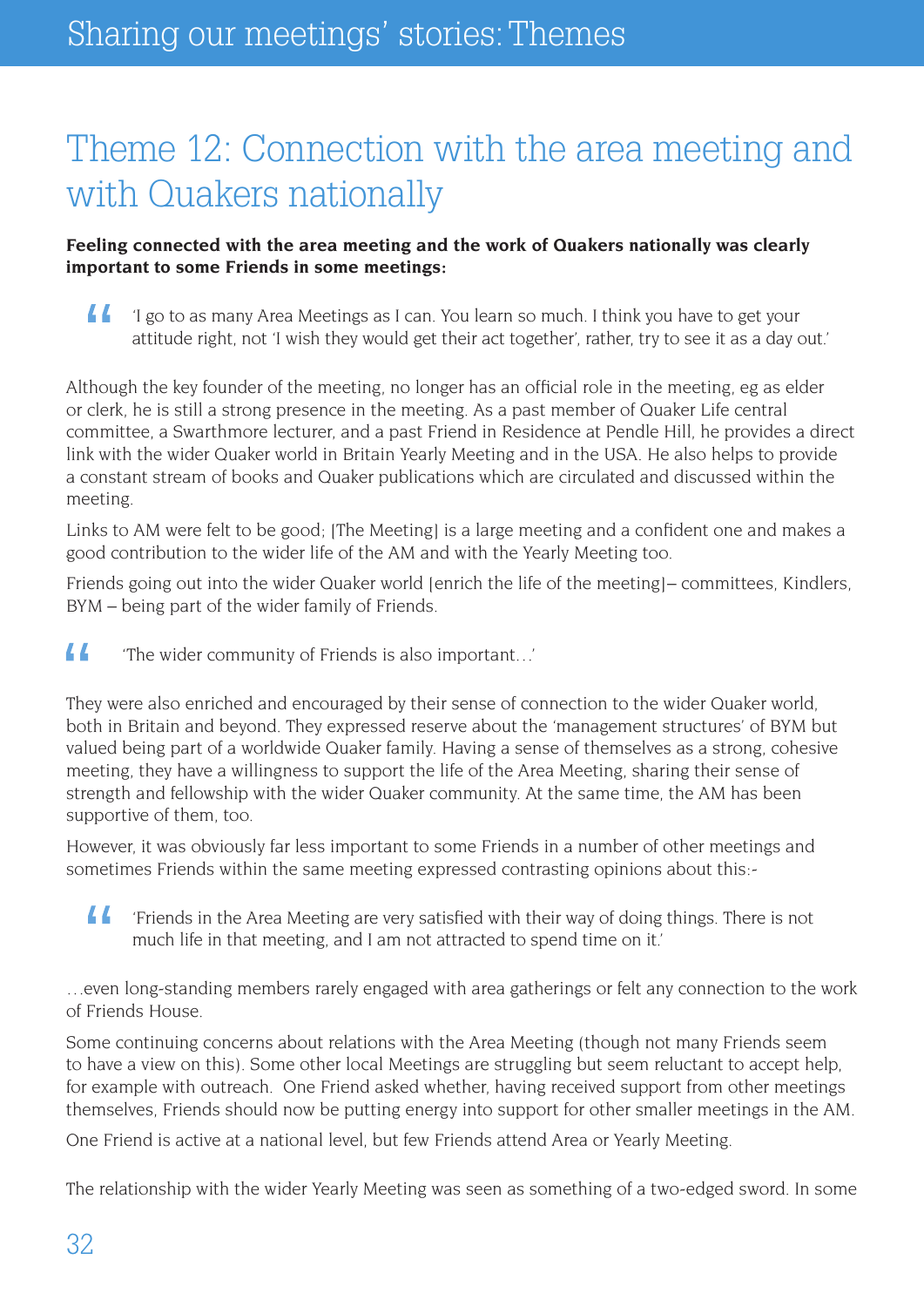# Theme 12: Connection with the area meeting and with Quakers nationally

**Feeling connected with the area meeting and the work of Quakers nationally was clearly important to some Friends in some meetings:**

> 'I go to as many Area Meetings as I can. You learn so much. I think you have to get your attitude right, not 'I wish they would get their act together', rather, try to see it as a day out.'

Although the key founder of the meeting, no longer has an official role in the meeting, eg as elder or clerk, he is still a strong presence in the meeting. As a past member of Quaker Life central committee, a Swarthmore lecturer, and a past Friend in Residence at Pendle Hill, he provides a direct link with the wider Quaker world in Britain Yearly Meeting and in the USA. He also helps to provide a constant stream of books and Quaker publications which are circulated and discussed within the meeting.

Links to AM were felt to be good; [The Meeting] is a large meeting and a confident one and makes a good contribution to the wider life of the AM and with the Yearly Meeting too.

Friends going out into the wider Quaker world [enrich the life of the meeting]– committees, Kindlers, BYM – being part of the wider family of Friends.

> 'The wider community of Friends is also important…'

They were also enriched and encouraged by their sense of connection to the wider Quaker world, both in Britain and beyond. They expressed reserve about the 'management structures' of BYM but valued being part of a worldwide Quaker family. Having a sense of themselves as a strong, cohesive meeting, they have a willingness to support the life of the Area Meeting, sharing their sense of strength and fellowship with the wider Quaker community. At the same time, the AM has been supportive of them, too.

However, it was obviously far less important to some Friends in a number of other meetings and sometimes Friends within the same meeting expressed contrasting opinions about this:-

> 'Friends in the Area Meeting are very satisfied with their way of doing things. There is not much life in that meeting, and I am not attracted to spend time on it.'

…even long-standing members rarely engaged with area gatherings or felt any connection to the work of Friends House.

Some continuing concerns about relations with the Area Meeting (though not many Friends seem to have a view on this). Some other local Meetings are struggling but seem reluctant to accept help, for example with outreach. One Friend asked whether, having received support from other meetings themselves, Friends should now be putting energy into support for other smaller meetings in the AM.

One Friend is active at a national level, but few Friends attend Area or Yearly Meeting.

The relationship with the wider Yearly Meeting was seen as something of a two-edged sword. In some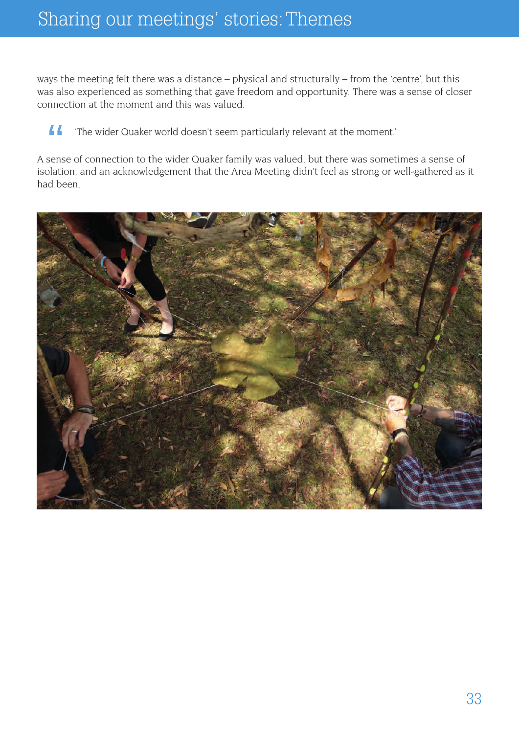ways the meeting felt there was a distance – physical and structurally – from the 'centre', but this was also experienced as something that gave freedom and opportunity. There was a sense of closer connection at the moment and this was valued.

> 'The wider Quaker world doesn't seem particularly relevant at the moment.'

A sense of connection to the wider Quaker family was valued, but there was sometimes a sense of isolation, and an acknowledgement that the Area Meeting didn't feel as strong or well-gathered as it had been.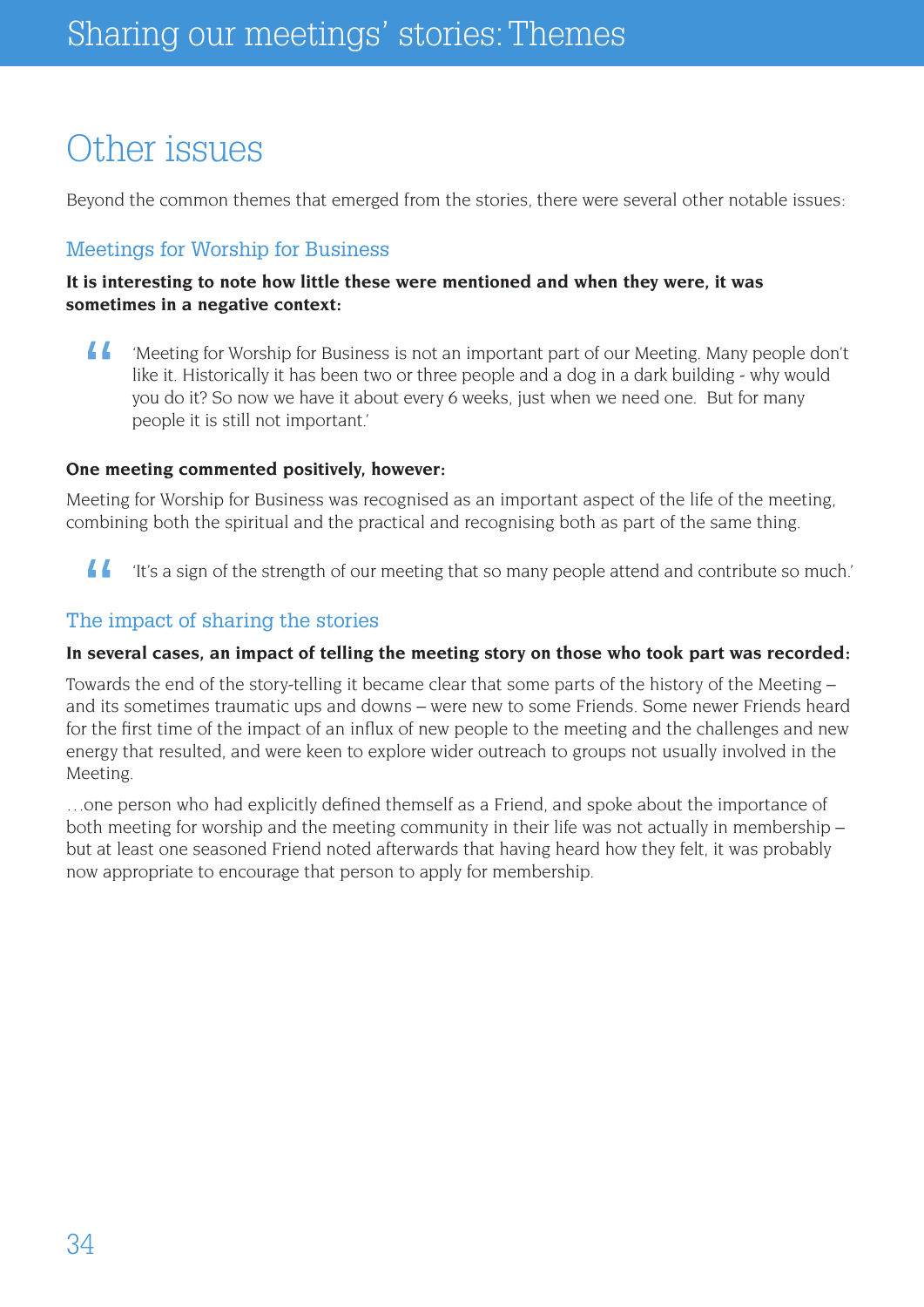# Other issues

Beyond the common themes that emerged from the stories, there were several other notable issues:

## Meetings for Worship for Business

**It is interesting to note how little these were mentioned and when they were, it was sometimes in a negative context:**

> 'Meeting for Worship for Business is not an important part of our Meeting. Many people don't like it. Historically it has been two or three people and a dog in a dark building - why would you do it? So now we have it about every 6 weeks, just when we need one. But for many people it is still not important.'

**One meeting commented positively, however:**

Meeting for Worship for Business was recognised as an important aspect of the life of the meeting, combining both the spiritual and the practical and recognising both as part of the same thing.

> 'It's a sign of the strength of our meeting that so many people attend and contribute so much.'

## The impact of sharing the stories

**In several cases, an impact of telling the meeting story on those who took part was recorded:**

Towards the end of the story-telling it became clear that some parts of the history of the Meeting – and its sometimes traumatic ups and downs – were new to some Friends. Some newer Friends heard for the first time of the impact of an influx of new people to the meeting and the challenges and new energy that resulted, and were keen to explore wider outreach to groups not usually involved in the Meeting.

…one person who had explicitly defined themself as a Friend, and spoke about the importance of both meeting for worship and the meeting community in their life was not actually in membership – but at least one seasoned Friend noted afterwards that having heard how they felt, it was probably now appropriate to encourage that person to apply for membership.